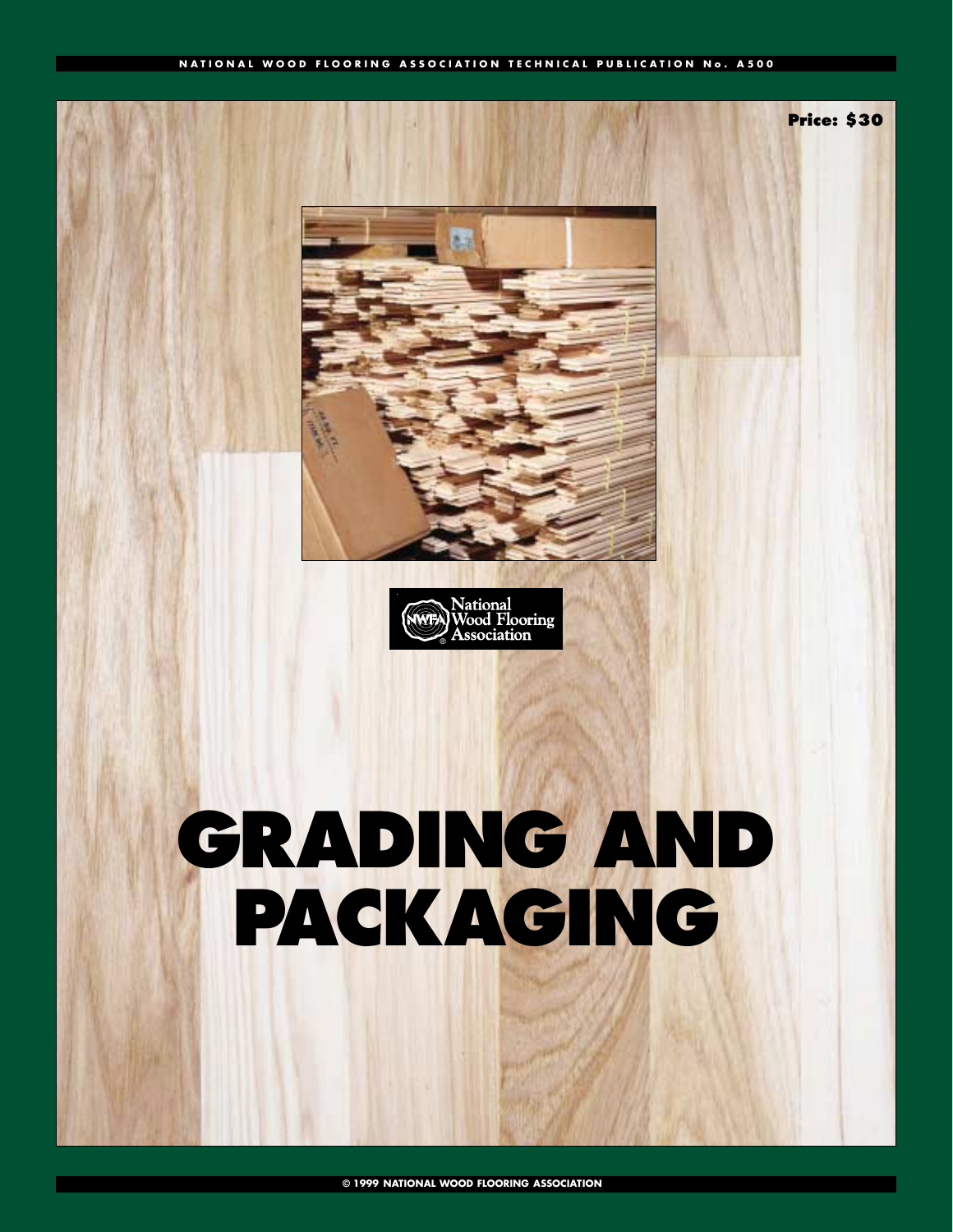NATIONAL WOOD FLOORING ASSOCIATION TECHNICAL PUBLICATION No. A500

Price: $30

National Wood Flooring Association

# GRADING AND PACKAGING

© 1999 NATIONAL WOOD FLOORING ASSOCIATION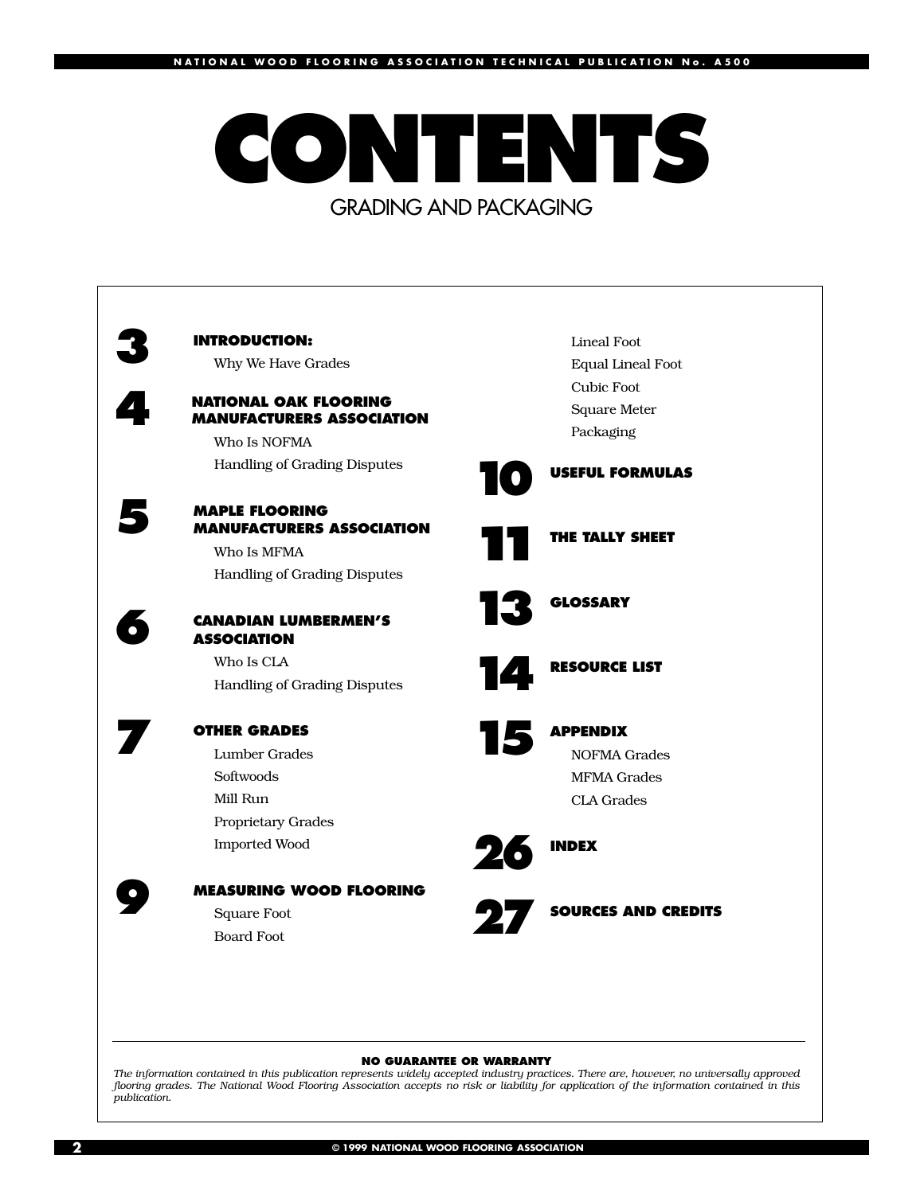# CONTENTS

## GRADING AND PACKAGING

**3 INTRODUCTION:**
- Why We Have Grades

**4 NATIONAL OAK FLOORING MANUFACTURERS ASSOCIATION**
- Who Is NOFMA
- Handling of Grading Disputes

**5 MAPLE FLOORING MANUFACTURERS ASSOCIATION**
- Who Is MFMA
- Handling of Grading Disputes

**6 CANADIAN LUMBERMEN'S ASSOCIATION**
- Who Is CLA
- Handling of Grading Disputes

**7 OTHER GRADES**
- Lumber Grades
- Softwoods
- Mill Run
- Proprietary Grades
- Imported Wood

**9 MEASURING WOOD FLOORING**
- Square Foot
- Board Foot
- Lineal Foot
- Equal Lineal Foot
- Cubic Foot
- Square Meter
- Packaging

**10 USEFUL FORMULAS**

**11 THE TALLY SHEET**

**13 GLOSSARY**

**14 RESOURCE LIST**

**15 APPENDIX**
- NOFMA Grades
- MFMA Grades
- CLA Grades

**26 INDEX**

**27 SOURCES AND CREDITS**

---

**NO GUARANTEE OR WARRANTY**

*The information contained in this publication represents widely accepted industry practices. There are, however, no universally approved flooring grades. The National Wood Flooring Association accepts no risk or liability for application of the information contained in this publication.*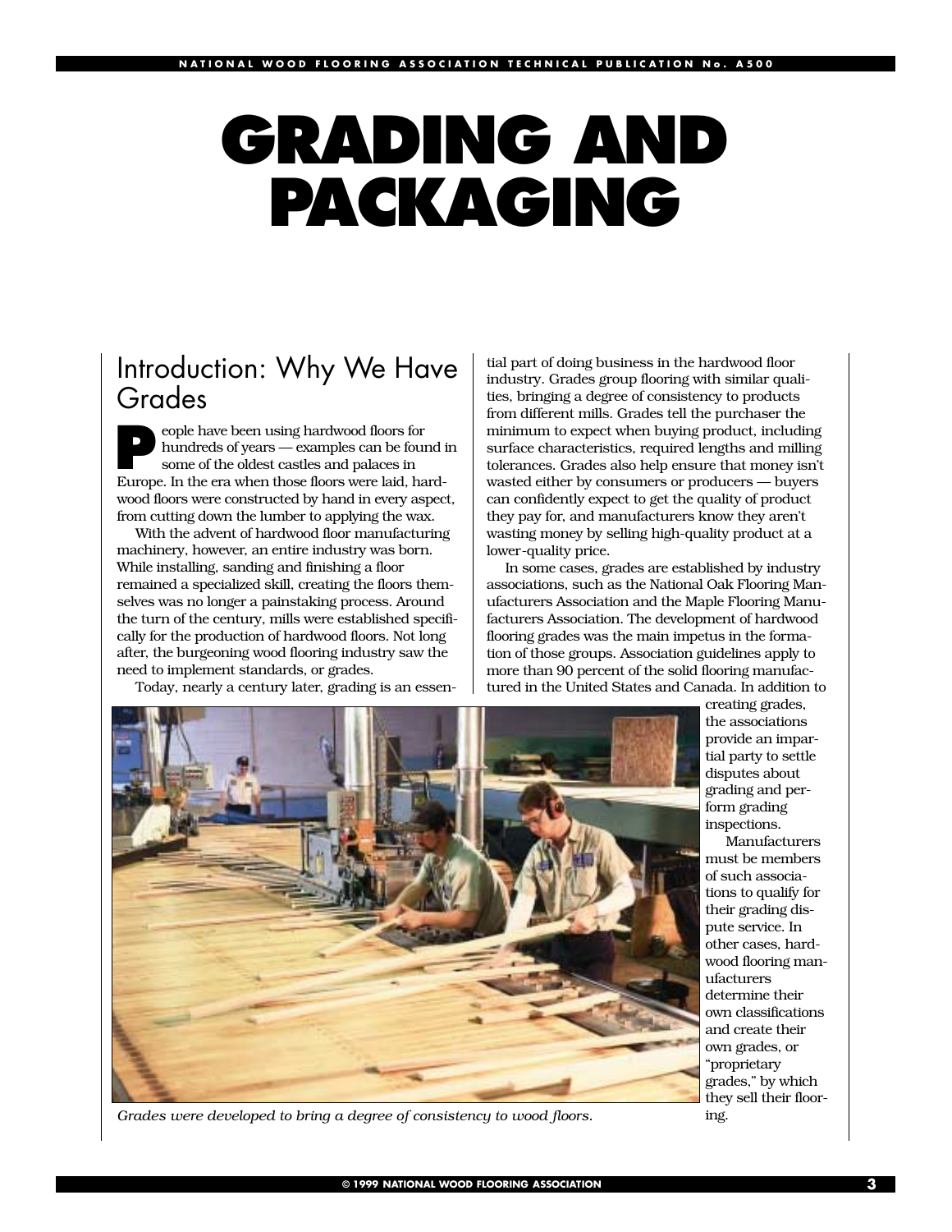# GRADING AND PACKAGING

## Introduction: Why We Have Grades

People have been using hardwood floors for hundreds of years — examples can be found in some of the oldest castles and palaces in Europe. In the era when those floors were laid, hardwood floors were constructed by hand in every aspect, from cutting down the lumber to applying the wax.

With the advent of hardwood floor manufacturing machinery, however, an entire industry was born. While installing, sanding and finishing a floor remained a specialized skill, creating the floors themselves was no longer a painstaking process. Around the turn of the century, mills were established specifically for the production of hardwood floors. Not long after, the burgeoning wood flooring industry saw the need to implement standards, or grades.

Today, nearly a century later, grading is an essential part of doing business in the hardwood floor industry. Grades group flooring with similar qualities, bringing a degree of consistency to products from different mills. Grades tell the purchaser the minimum to expect when buying product, including surface characteristics, required lengths and milling tolerances. Grades also help ensure that money isn't wasted either by consumers or producers — buyers can confidently expect to get the quality of product they pay for, and manufacturers know they aren't wasting money by selling high-quality product at a lower-quality price.

In some cases, grades are established by industry associations, such as the National Oak Flooring Manufacturers Association and the Maple Flooring Manufacturers Association. The development of hardwood flooring grades was the main impetus in the formation of those groups. Association guidelines apply to more than 90 percent of the solid flooring manufactured in the United States and Canada. In addition to creating grades, the associations provide an impartial party to settle disputes about grading and perform grading inspections.

Manufacturers must be members of such associations to qualify for their grading dispute service. In other cases, hardwood flooring manufacturers determine their own classifications and create their own grades, or "proprietary grades," by which they sell their flooring.

*Grades were developed to bring a degree of consistency to wood floors.*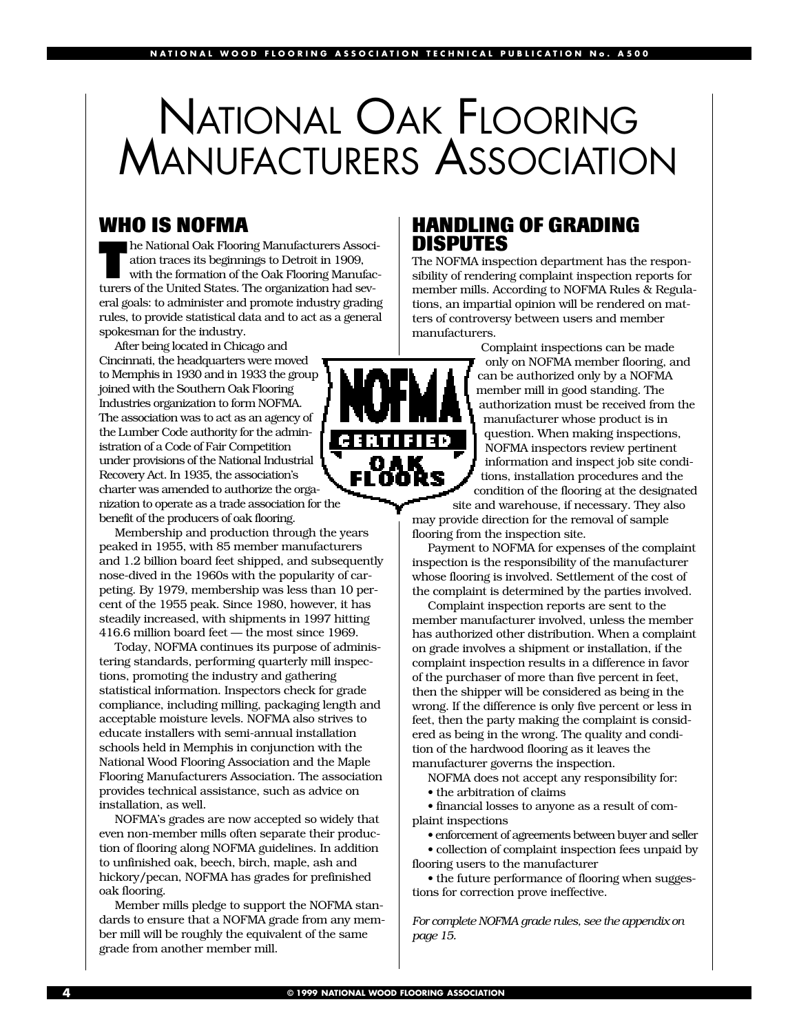# National Oak Flooring Manufacturers Association

## WHO IS NOFMA

The National Oak Flooring Manufacturers Association traces its beginnings to Detroit in 1909, with the formation of the Oak Flooring Manufacturers of the United States. The organization had several goals: to administer and promote industry grading rules, to provide statistical data and to act as a general spokesman for the industry.

After being located in Chicago and Cincinnati, the headquarters were moved to Memphis in 1930 and in 1933 the group joined with the Southern Oak Flooring Industries organization to form NOFMA. The association was to act as an agency of the Lumber Code authority for the administration of a Code of Fair Competition under provisions of the National Industrial Recovery Act. In 1935, the association's charter was amended to authorize the organization to operate as a trade association for the benefit of the producers of oak flooring.

Membership and production through the years peaked in 1955, with 85 member manufacturers and 1.2 billion board feet shipped, and subsequently nose-dived in the 1960s with the popularity of carpeting. By 1979, membership was less than 10 percent of the 1955 peak. Since 1980, however, it has steadily increased, with shipments in 1997 hitting 416.6 million board feet — the most since 1969.

Today, NOFMA continues its purpose of administering standards, performing quarterly mill inspections, promoting the industry and gathering statistical information. Inspectors check for grade compliance, including milling, packaging length and acceptable moisture levels. NOFMA also strives to educate installers with semi-annual installation schools held in Memphis in conjunction with the National Wood Flooring Association and the Maple Flooring Manufacturers Association. The association provides technical assistance, such as advice on installation, as well.

NOFMA's grades are now accepted so widely that even non-member mills often separate their production of flooring along NOFMA guidelines. In addition to unfinished oak, beech, birch, maple, ash and hickory/pecan, NOFMA has grades for prefinished oak flooring.

Member mills pledge to support the NOFMA standards to ensure that a NOFMA grade from any member mill will be roughly the equivalent of the same grade from another member mill.

## HANDLING OF GRADING DISPUTES

The NOFMA inspection department has the responsibility of rendering complaint inspection reports for member mills. According to NOFMA Rules & Regulations, an impartial opinion will be rendered on matters of controversy between users and member manufacturers.

Complaint inspections can be made only on NOFMA member flooring, and can be authorized only by a NOFMA member mill in good standing. The authorization must be received from the manufacturer whose product is in question. When making inspections, NOFMA inspectors review pertinent information and inspect job site conditions, installation procedures and the condition of the flooring at the designated site and warehouse, if necessary. They also may provide direction for the removal of sample flooring from the inspection site.

Payment to NOFMA for expenses of the complaint inspection is the responsibility of the manufacturer whose flooring is involved. Settlement of the cost of the complaint is determined by the parties involved.

Complaint inspection reports are sent to the member manufacturer involved, unless the member has authorized other distribution. When a complaint on grade involves a shipment or installation, if the complaint inspection results in a difference in favor of the purchaser of more than five percent in feet, then the shipper will be considered as being in the wrong. If the difference is only five percent or less in feet, then the party making the complaint is considered as being in the wrong. The quality and condition of the hardwood flooring as it leaves the manufacturer governs the inspection.

NOFMA does not accept any responsibility for:

- the arbitration of claims
- financial losses to anyone as a result of complaint inspections
- enforcement of agreements between buyer and seller
- collection of complaint inspection fees unpaid by flooring users to the manufacturer
- the future performance of flooring when suggestions for correction prove ineffective.

*For complete NOFMA grade rules, see the appendix on page 15.*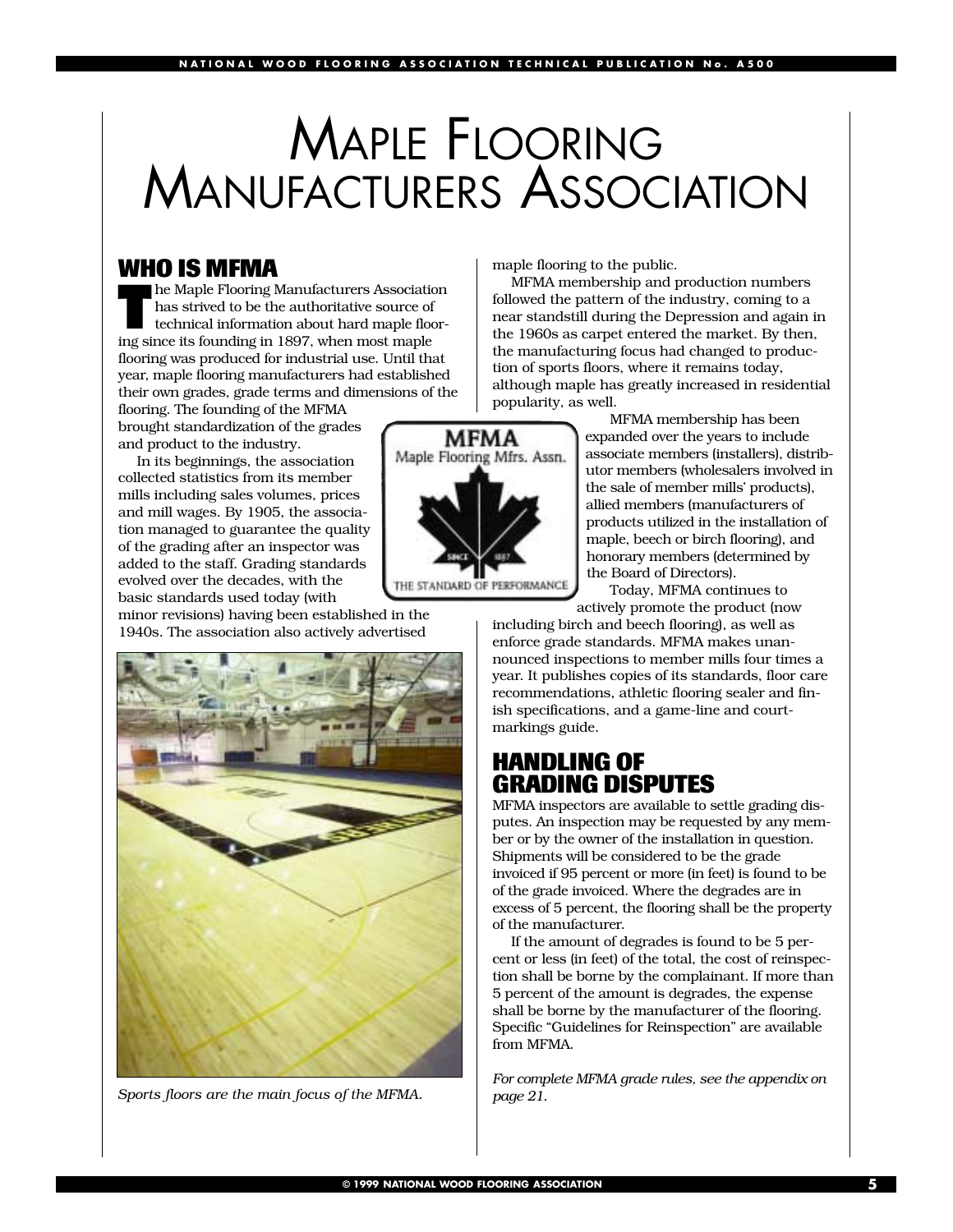# Maple Flooring Manufacturers Association

## WHO IS MFMA

The Maple Flooring Manufacturers Association has strived to be the authoritative source of technical information about hard maple flooring since its founding in 1897, when most maple flooring was produced for industrial use. Until that year, maple flooring manufacturers had established their own grades, grade terms and dimensions of the flooring. The founding of the MFMA brought standardization of the grades and product to the industry.

In its beginnings, the association collected statistics from its member mills including sales volumes, prices and mill wages. By 1905, the association managed to guarantee the quality of the grading after an inspector was added to the staff. Grading standards evolved over the decades, with the basic standards used today (with minor revisions) having been established in the 1940s. The association also actively advertised maple flooring to the public.

MFMA membership and production numbers followed the pattern of the industry, coming to a near standstill during the Depression and again in the 1960s as carpet entered the market. By then, the manufacturing focus had changed to production of sports floors, where it remains today, although maple has greatly increased in residential popularity, as well.

MFMA membership has been expanded over the years to include associate members (installers), distributor members (wholesalers involved in the sale of member mills' products), allied members (manufacturers of products utilized in the installation of maple, beech or birch flooring), and honorary members (determined by the Board of Directors).

Today, MFMA continues to actively promote the product (now including birch and beech flooring), as well as enforce grade standards. MFMA makes unannounced inspections to member mills four times a year. It publishes copies of its standards, floor care recommendations, athletic flooring sealer and finish specifications, and a game-line and court-markings guide.

*Sports floors are the main focus of the MFMA.*

## HANDLING OF GRADING DISPUTES

MFMA inspectors are available to settle grading disputes. An inspection may be requested by any member or by the owner of the installation in question. Shipments will be considered to be the grade invoiced if 95 percent or more (in feet) is found to be of the grade invoiced. Where the degrades are in excess of 5 percent, the flooring shall be the property of the manufacturer.

If the amount of degrades is found to be 5 percent or less (in feet) of the total, the cost of reinspection shall be borne by the complainant. If more than 5 percent of the amount is degrades, the expense shall be borne by the manufacturer of the flooring. Specific "Guidelines for Reinspection" are available from MFMA.

*For complete MFMA grade rules, see the appendix on page 21.*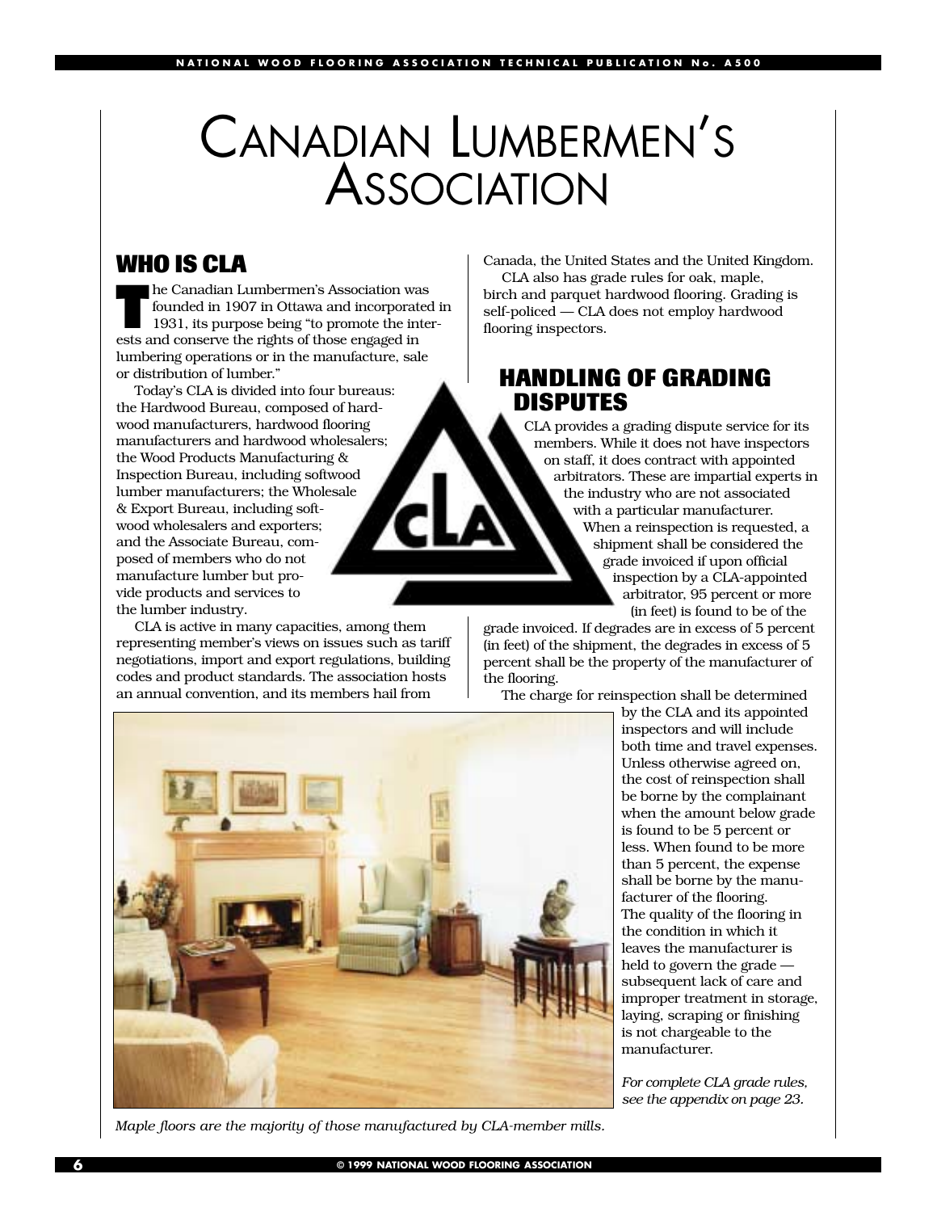# CANADIAN LUMBERMEN'S ASSOCIATION

## WHO IS CLA

The Canadian Lumbermen's Association was founded in 1907 in Ottawa and incorporated in 1931, its purpose being "to promote the interests and conserve the rights of those engaged in lumbering operations or in the manufacture, sale or distribution of lumber."

Today's CLA is divided into four bureaus: the Hardwood Bureau, composed of hardwood manufacturers, hardwood flooring manufacturers and hardwood wholesalers; the Wood Products Manufacturing & Inspection Bureau, including softwood lumber manufacturers; the Wholesale & Export Bureau, including softwood wholesalers and exporters; and the Associate Bureau, composed of members who do not manufacture lumber but provide products and services to the lumber industry.

CLA is active in many capacities, among them representing member's views on issues such as tariff negotiations, import and export regulations, building codes and product standards. The association hosts an annual convention, and its members hail from Canada, the United States and the United Kingdom.

CLA also has grade rules for oak, maple, birch and parquet hardwood flooring. Grading is self-policed — CLA does not employ hardwood flooring inspectors.

## HANDLING OF GRADING DISPUTES

CLA provides a grading dispute service for its members. While it does not have inspectors on staff, it does contract with appointed arbitrators. These are impartial experts in the industry who are not associated with a particular manufacturer.

When a reinspection is requested, a shipment shall be considered the grade invoiced if upon official inspection by a CLA-appointed arbitrator, 95 percent or more (in feet) is found to be of the grade invoiced. If degrades are in excess of 5 percent (in feet) of the shipment, the degrades in excess of 5 percent shall be the property of the manufacturer of the flooring.

The charge for reinspection shall be determined by the CLA and its appointed inspectors and will include both time and travel expenses. Unless otherwise agreed on, the cost of reinspection shall be borne by the complainant when the amount below grade is found to be 5 percent or less. When found to be more than 5 percent, the expense shall be borne by the manufacturer of the flooring.

The quality of the flooring in the condition in which it leaves the manufacturer is held to govern the grade — subsequent lack of care and improper treatment in storage, laying, scraping or finishing is not chargeable to the manufacturer.

*For complete CLA grade rules, see the appendix on page 23.*

*Maple floors are the majority of those manufactured by CLA-member mills.*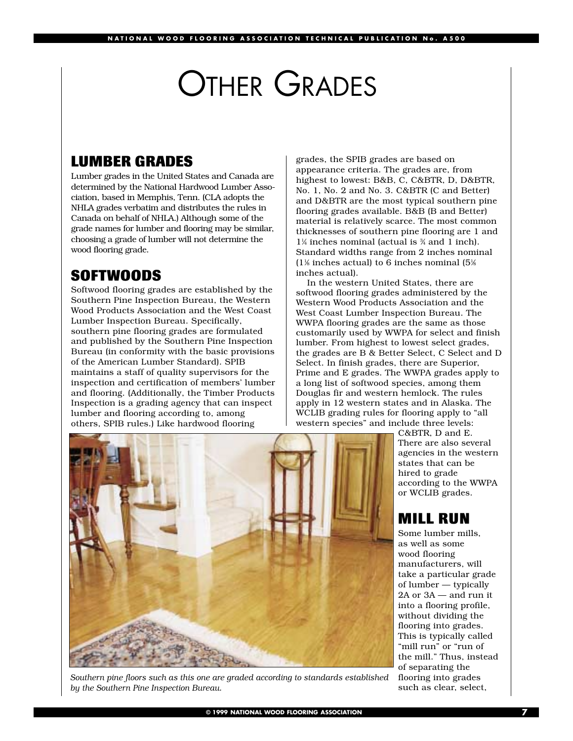# Other Grades

## LUMBER GRADES

Lumber grades in the United States and Canada are determined by the National Hardwood Lumber Association, based in Memphis, Tenn. (CLA adopts the NHLA grades verbatim and distributes the rules in Canada on behalf of NHLA.) Although some of the grade names for lumber and flooring may be similar, choosing a grade of lumber will not determine the wood flooring grade.

## SOFTWOODS

Softwood flooring grades are established by the Southern Pine Inspection Bureau, the Western Wood Products Association and the West Coast Lumber Inspection Bureau. Specifically, southern pine flooring grades are formulated and published by the Southern Pine Inspection Bureau (in conformity with the basic provisions of the American Lumber Standard). SPIB maintains a staff of quality supervisors for the inspection and certification of members' lumber and flooring. (Additionally, the Timber Products Inspection is a grading agency that can inspect lumber and flooring according to, among others, SPIB rules.) Like hardwood flooring grades, the SPIB grades are based on appearance criteria. The grades are, from highest to lowest: B&B, C, C&BTR, D, D&BTR, No. 1, No. 2 and No. 3. C&BTR (C and Better) and D&BTR are the most typical southern pine flooring grades available. B&B (B and Better) material is relatively scarce. The most common thicknesses of southern pine flooring are 1 and 1¼ inches nominal (actual is ¾ and 1 inch). Standard widths range from 2 inches nominal (1⅛ inches actual) to 6 inches nominal (5⅛ inches actual).

In the western United States, there are softwood flooring grades administered by the Western Wood Products Association and the West Coast Lumber Inspection Bureau. The WWPA flooring grades are the same as those customarily used by WWPA for select and finish lumber. From highest to lowest select grades, the grades are B & Better Select, C Select and D Select. In finish grades, there are Superior, Prime and E grades. The WWPA grades apply to a long list of softwood species, among them Douglas fir and western hemlock. The rules apply in 12 western states and in Alaska. The WCLIB grading rules for flooring apply to "all western species" and include three levels: C&BTR, D and E. There are also several agencies in the western states that can be hired to grade according to the WWPA or WCLIB grades.

*Southern pine floors such as this one are graded according to standards established by the Southern Pine Inspection Bureau.*

## MILL RUN

Some lumber mills, as well as some wood flooring manufacturers, will take a particular grade of lumber — typically 2A or 3A — and run it into a flooring profile, without dividing the flooring into grades. This is typically called "mill run" or "run of the mill." Thus, instead of separating the flooring into grades such as clear, select,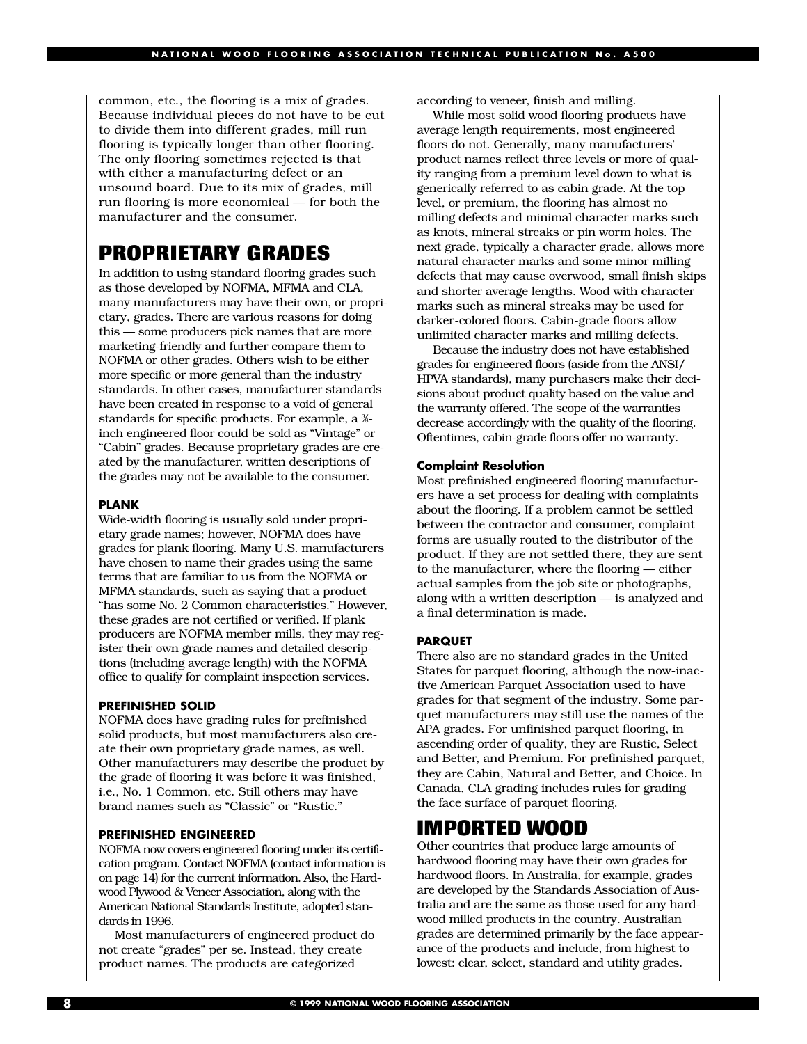common, etc., the flooring is a mix of grades. Because individual pieces do not have to be cut to divide them into different grades, mill run flooring is typically longer than other flooring. The only flooring sometimes rejected is that with either a manufacturing defect or an unsound board. Due to its mix of grades, mill run flooring is more economical — for both the manufacturer and the consumer.

## PROPRIETARY GRADES

In addition to using standard flooring grades such as those developed by NOFMA, MFMA and CLA, many manufacturers may have their own, or proprietary, grades. There are various reasons for doing this — some producers pick names that are more marketing-friendly and further compare them to NOFMA or other grades. Others wish to be either more specific or more general than the industry standards. In other cases, manufacturer standards have been created in response to a void of general standards for specific products. For example, a ⅜-inch engineered floor could be sold as "Vintage" or "Cabin" grades. Because proprietary grades are created by the manufacturer, written descriptions of the grades may not be available to the consumer.

#### PLANK

Wide-width flooring is usually sold under proprietary grade names; however, NOFMA does have grades for plank flooring. Many U.S. manufacturers have chosen to name their grades using the same terms that are familiar to us from the NOFMA or MFMA standards, such as saying that a product "has some No. 2 Common characteristics." However, these grades are not certified or verified. If plank producers are NOFMA member mills, they may register their own grade names and detailed descriptions (including average length) with the NOFMA office to qualify for complaint inspection services.

#### PREFINISHED SOLID

NOFMA does have grading rules for prefinished solid products, but most manufacturers also create their own proprietary grade names, as well. Other manufacturers may describe the product by the grade of flooring it was before it was finished, i.e., No. 1 Common, etc. Still others may have brand names such as "Classic" or "Rustic."

#### PREFINISHED ENGINEERED

NOFMA now covers engineered flooring under its certification program. Contact NOFMA (contact information is on page 14) for the current information. Also, the Hardwood Plywood & Veneer Association, along with the American National Standards Institute, adopted standards in 1996.

Most manufacturers of engineered product do not create "grades" per se. Instead, they create product names. The products are categorized according to veneer, finish and milling.

While most solid wood flooring products have average length requirements, most engineered floors do not. Generally, many manufacturers' product names reflect three levels or more of quality ranging from a premium level down to what is generically referred to as cabin grade. At the top level, or premium, the flooring has almost no milling defects and minimal character marks such as knots, mineral streaks or pin worm holes. The next grade, typically a character grade, allows more natural character marks and some minor milling defects that may cause overwood, small finish skips and shorter average lengths. Wood with character marks such as mineral streaks may be used for darker-colored floors. Cabin-grade floors allow unlimited character marks and milling defects.

Because the industry does not have established grades for engineered floors (aside from the ANSI/HPVA standards), many purchasers make their decisions about product quality based on the value and the warranty offered. The scope of the warranties decrease accordingly with the quality of the flooring. Oftentimes, cabin-grade floors offer no warranty.

#### Complaint Resolution

Most prefinished engineered flooring manufacturers have a set process for dealing with complaints about the flooring. If a problem cannot be settled between the contractor and consumer, complaint forms are usually routed to the distributor of the product. If they are not settled there, they are sent to the manufacturer, where the flooring — either actual samples from the job site or photographs, along with a written description — is analyzed and a final determination is made.

#### PARQUET

There also are no standard grades in the United States for parquet flooring, although the now-inactive American Parquet Association used to have grades for that segment of the industry. Some parquet manufacturers may still use the names of the APA grades. For unfinished parquet flooring, in ascending order of quality, they are Rustic, Select and Better, and Premium. For prefinished parquet, they are Cabin, Natural and Better, and Choice. In Canada, CLA grading includes rules for grading the face surface of parquet flooring.

## IMPORTED WOOD

Other countries that produce large amounts of hardwood flooring may have their own grades for hardwood floors. In Australia, for example, grades are developed by the Standards Association of Australia and are the same as those used for any hardwood milled products in the country. Australian grades are determined primarily by the face appearance of the products and include, from highest to lowest: clear, select, standard and utility grades.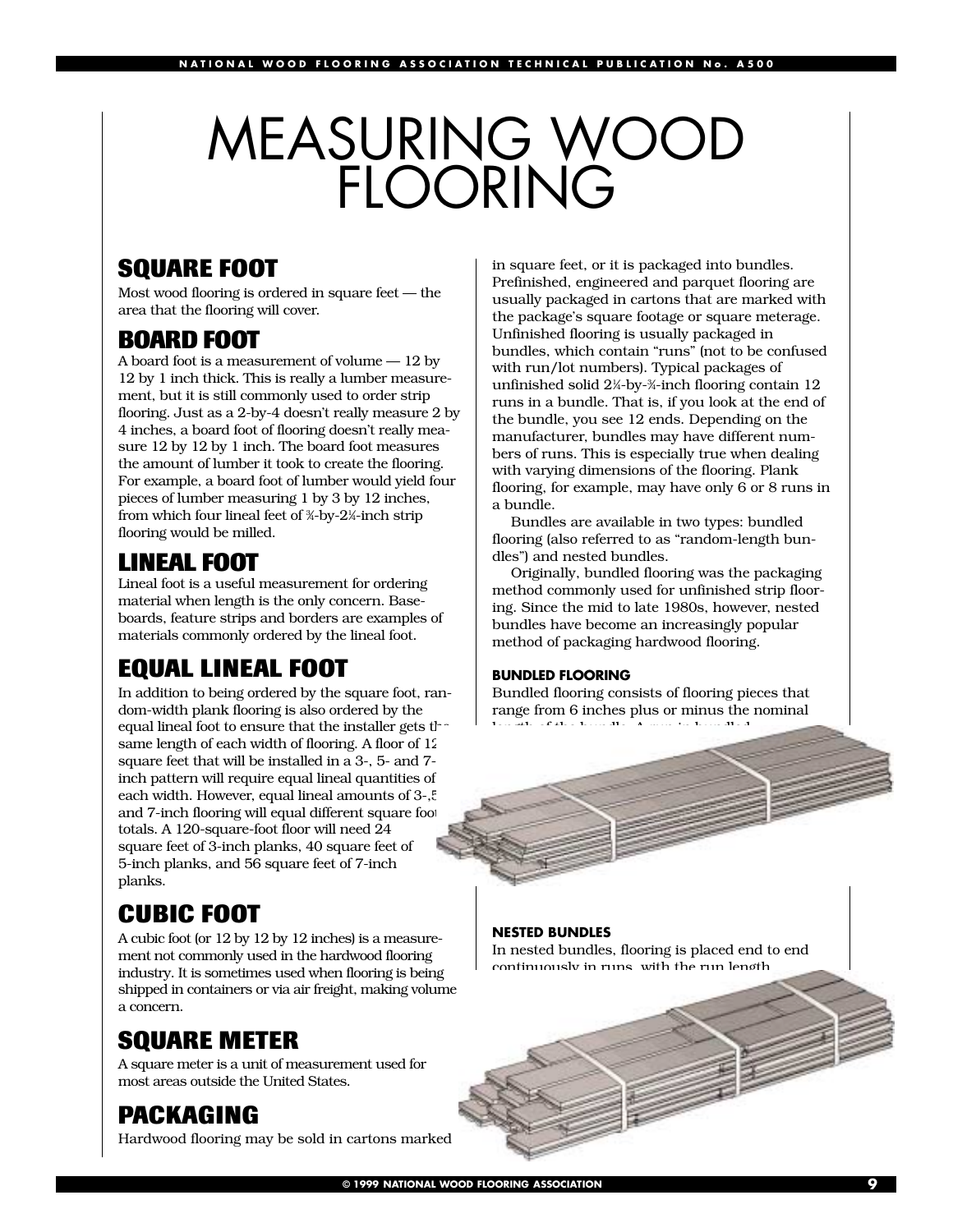# MEASURING WOOD FLOORING

## SQUARE FOOT

Most wood flooring is ordered in square feet — the area that the flooring will cover.

## BOARD FOOT

A board foot is a measurement of volume — 12 by 12 by 1 inch thick. This is really a lumber measurement, but it is still commonly used to order strip flooring. Just as a 2-by-4 doesn't really measure 2 by 4 inches, a board foot of flooring doesn't really measure 12 by 12 by 1 inch. The board foot measures the amount of lumber it took to create the flooring. For example, a board foot of lumber would yield four pieces of lumber measuring 1 by 3 by 12 inches, from which four lineal feet of ¾-by-2¼-inch strip flooring would be milled.

## LINEAL FOOT

Lineal foot is a useful measurement for ordering material when length is the only concern. Baseboards, feature strips and borders are examples of materials commonly ordered by the lineal foot.

## EQUAL LINEAL FOOT

In addition to being ordered by the square foot, random-width plank flooring is also ordered by the equal lineal foot to ensure that the installer gets the same length of each width of flooring. A floor of 12 square feet that will be installed in a 3-, 5- and 7-inch pattern will require equal lineal quantities of each width. However, equal lineal amounts of 3-,5 and 7-inch flooring will equal different square foot totals. A 120-square-foot floor will need 24 square feet of 3-inch planks, 40 square feet of 5-inch planks, and 56 square feet of 7-inch planks.

## CUBIC FOOT

A cubic foot (or 12 by 12 by 12 inches) is a measurement not commonly used in the hardwood flooring industry. It is sometimes used when flooring is being shipped in containers or via air freight, making volume a concern.

## SQUARE METER

A square meter is a unit of measurement used for most areas outside the United States.

## PACKAGING

Hardwood flooring may be sold in cartons marked in square feet, or it is packaged into bundles. Prefinished, engineered and parquet flooring are usually packaged in cartons that are marked with the package's square footage or square meterage. Unfinished flooring is usually packaged in bundles, which contain "runs" (not to be confused with run/lot numbers). Typical packages of unfinished solid 2¼-by-¾-inch flooring contain 12 runs in a bundle. That is, if you look at the end of the bundle, you see 12 ends. Depending on the manufacturer, bundles may have different numbers of runs. This is especially true when dealing with varying dimensions of the flooring. Plank flooring, for example, may have only 6 or 8 runs in a bundle.

Bundles are available in two types: bundled flooring (also referred to as "random-length bundles") and nested bundles.

Originally, bundled flooring was the packaging method commonly used for unfinished strip flooring. Since the mid to late 1980s, however, nested bundles have become an increasingly popular method of packaging hardwood flooring.

#### BUNDLED FLOORING

Bundled flooring consists of flooring pieces that range from 6 inches plus or minus the nominal length of the bundle. A run in bundled

#### NESTED BUNDLES

In nested bundles, flooring is placed end to end continuously in runs, with the run length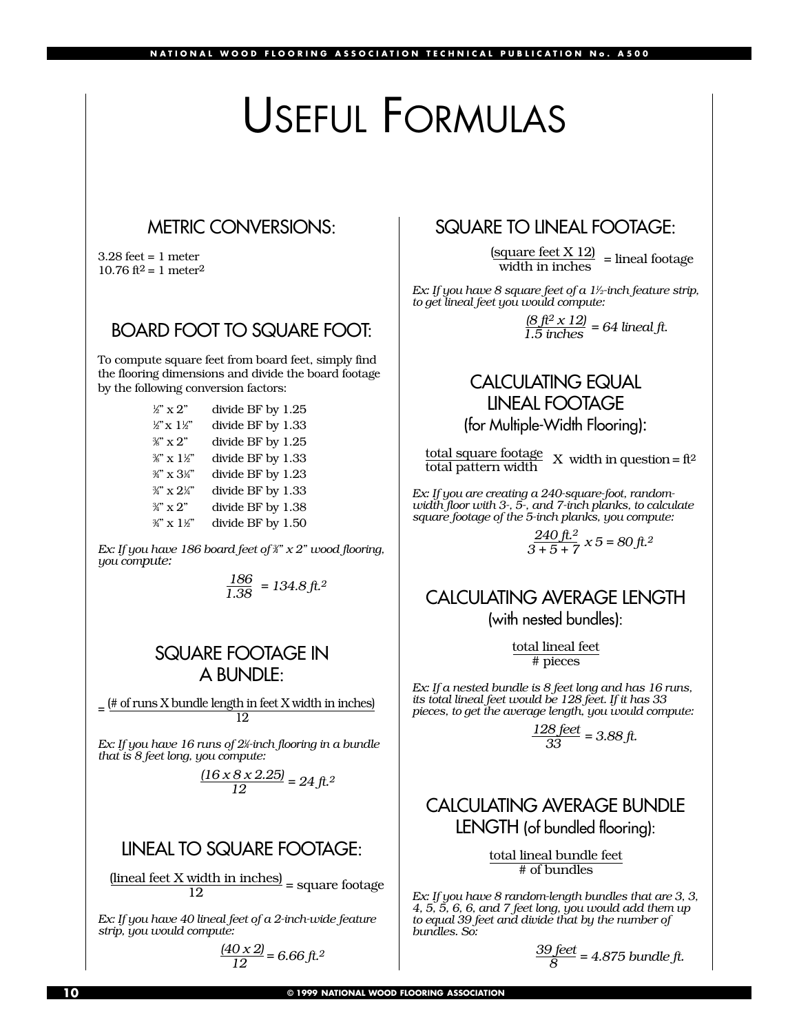# USEFUL FORMULAS

## METRIC CONVERSIONS:

3.28 feet = 1 meter
10.76 $ft^2$ = 1 $meter^2$

## BOARD FOOT TO SQUARE FOOT:

To compute square feet from board feet, simply find the flooring dimensions and divide the board footage by the following conversion factors:

| | |
|---|---|
| ½" x 2" | divide BF by 1.25 |
| ½" x 1½" | divide BF by 1.33 |
| ⅜" x 2" | divide BF by 1.25 |
| ⅜" x 1½" | divide BF by 1.33 |
| ¾" x 3¼" | divide BF by 1.23 |
| ¾" x 2¼" | divide BF by 1.33 |
| ¾" x 2" | divide BF by 1.38 |
| ¾" x 1½" | divide BF by 1.50 |

*Ex: If you have 186 board feet of ¾" x 2" wood flooring, you compute:*

$$\frac{186}{1.38} = 134.8 \text{ ft.}^2$$

## SQUARE FOOTAGE IN A BUNDLE:

$$= \frac{\text{(\# of runs X bundle length in feet X width in inches)}}{12}$$

*Ex: If you have 16 runs of 2¼-inch flooring in a bundle that is 8 feet long, you compute:*

$$\frac{(16 \times 8 \times 2.25)}{12} = 24 \text{ ft.}^2$$

## LINEAL TO SQUARE FOOTAGE:

$$\frac{\text{(lineal feet X width in inches)}}{12} = \text{square footage}$$

*Ex: If you have 40 lineal feet of a 2-inch-wide feature strip, you would compute:*

$$\frac{(40 \times 2)}{12} = 6.66 \text{ ft.}^2$$

## SQUARE TO LINEAL FOOTAGE:

$$\frac{\text{(square feet X 12)}}{\text{width in inches}} = \text{lineal footage}$$

*Ex: If you have 8 square feet of a 1½-inch feature strip, to get lineal feet you would compute:*

$$\frac{(8 \text{ ft}^2 \times 12)}{1.5 \text{ inches}} = 64 \text{ lineal ft.}$$

## CALCULATING EQUAL LINEAL FOOTAGE (for Multiple-Width Flooring):

$$\frac{\text{total square footage}}{\text{total pattern width}} \text{ X width in question} = \text{ft}^2$$

*Ex: If you are creating a 240-square-foot, random-width floor with 3-, 5-, and 7-inch planks, to calculate square footage of the 5-inch planks, you compute:*

$$\frac{240 \text{ ft.}^2}{3 + 5 + 7} \times 5 = 80 \text{ ft.}^2$$

## CALCULATING AVERAGE LENGTH (with nested bundles):

$$\frac{\text{total lineal feet}}{\text{\# pieces}}$$

*Ex: If a nested bundle is 8 feet long and has 16 runs, its total lineal feet would be 128 feet. If it has 33 pieces, to get the average length, you would compute:*

$$\frac{128 \text{ feet}}{33} = 3.88 \text{ ft.}$$

## CALCULATING AVERAGE BUNDLE LENGTH (of bundled flooring):

$$\frac{\text{total lineal bundle feet}}{\text{\# of bundles}}$$

*Ex: If you have 8 random-length bundles that are 3, 3, 4, 5, 5, 6, 6, and 7 feet long, you would add them up to equal 39 feet and divide that by the number of bundles. So:*

$$\frac{39 \text{ feet}}{8} = 4.875 \text{ bundle ft.}$$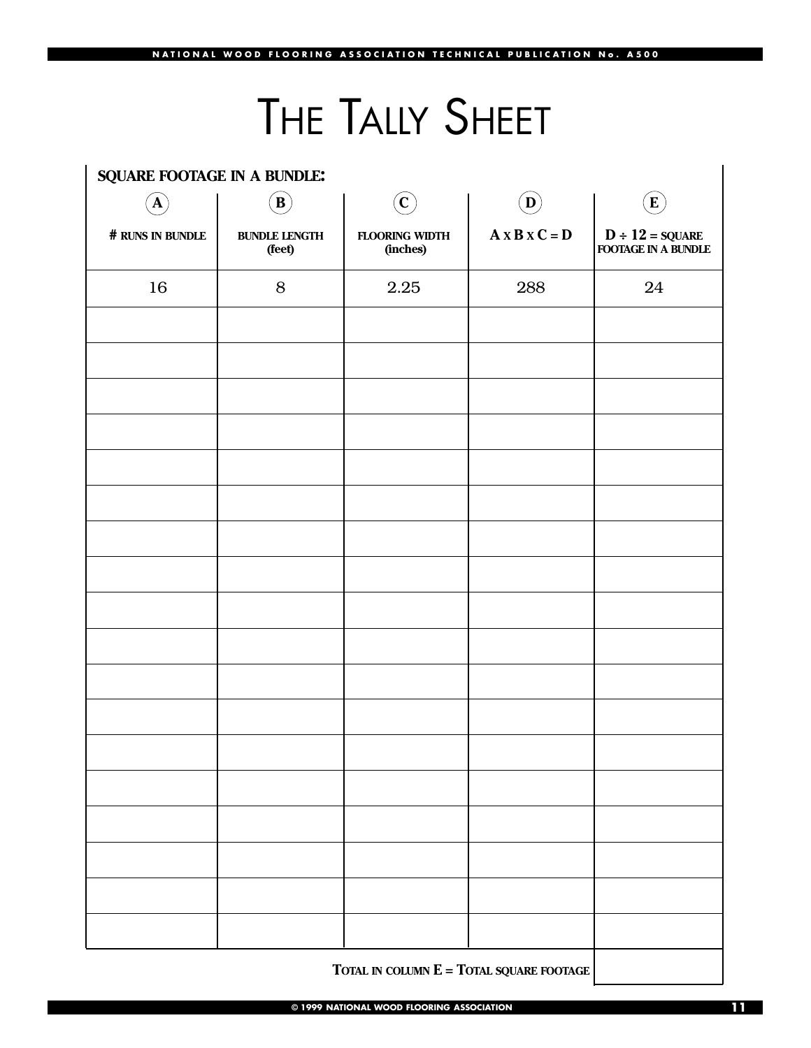# THE TALLY SHEET

**SQUARE FOOTAGE IN A BUNDLE:**

| A | B | C | D | E |
|---|---|---|---|---|
| **# RUNS IN BUNDLE** | **BUNDLE LENGTH (feet)** | **FLOORING WIDTH (inches)** | **A x B x C = D** | **D ÷ 12 = SQUARE FOOTAGE IN A BUNDLE** |
| 16 | 8 | 2.25 | 288 | 24 |
| | | | | |
| | | | | |
| | | | | |
| | | | | |
| | | | | |
| | | | | |
| | | | | |
| | | | | |
| | | | | |
| | | | | |
| | | | | |
| | | | | |
| | | | | |
| | | | | |
| | | | | |
| | | | | |
| | | | | |
| | | | | |
| | | | **TOTAL IN COLUMN E = TOTAL SQUARE FOOTAGE** | |

© 1999 NATIONAL WOOD FLOORING ASSOCIATION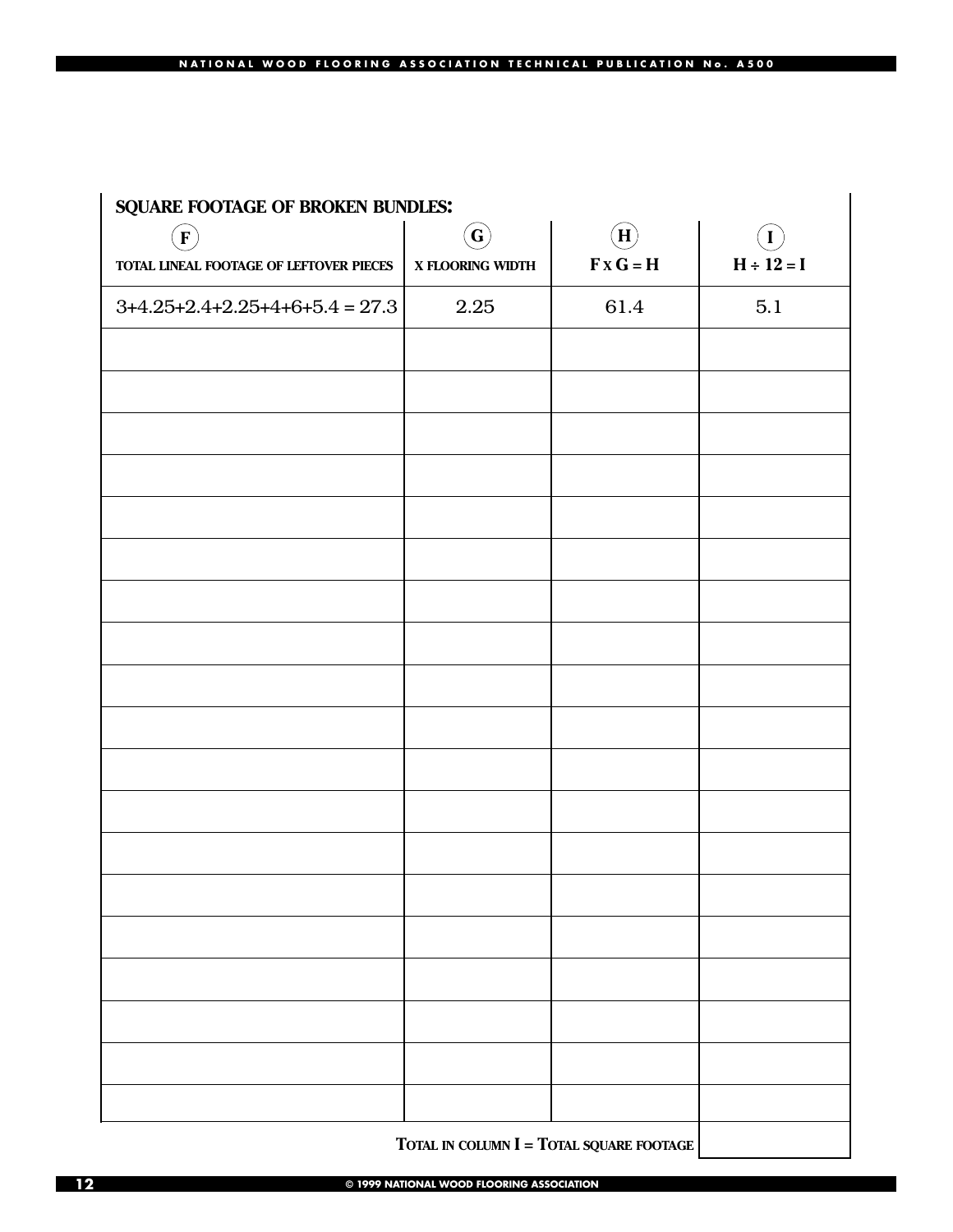## SQUARE FOOTAGE OF BROKEN BUNDLES:

| F<br>TOTAL LINEAL FOOTAGE OF LEFTOVER PIECES | G<br>X FLOORING WIDTH | H<br>F x G = H | I<br>H ÷ 12 = I |
|---|---|---|---|
| 3+4.25+2.4+2.25+4+6+5.4 = 27.3 | 2.25 | 61.4 | 5.1 |
| | | | |
| | | | |
| | | | |
| | | | |
| | | | |
| | | | |
| | | | |
| | | | |
| | | | |
| | | | |
| | | | |
| | | | |
| | | | |
| | | | |
| | | | |
| | | | |
| | | | |
| | | | |
| | | | |

TOTAL IN COLUMN I = TOTAL SQUARE FOOTAGE

© 1999 NATIONAL WOOD FLOORING ASSOCIATION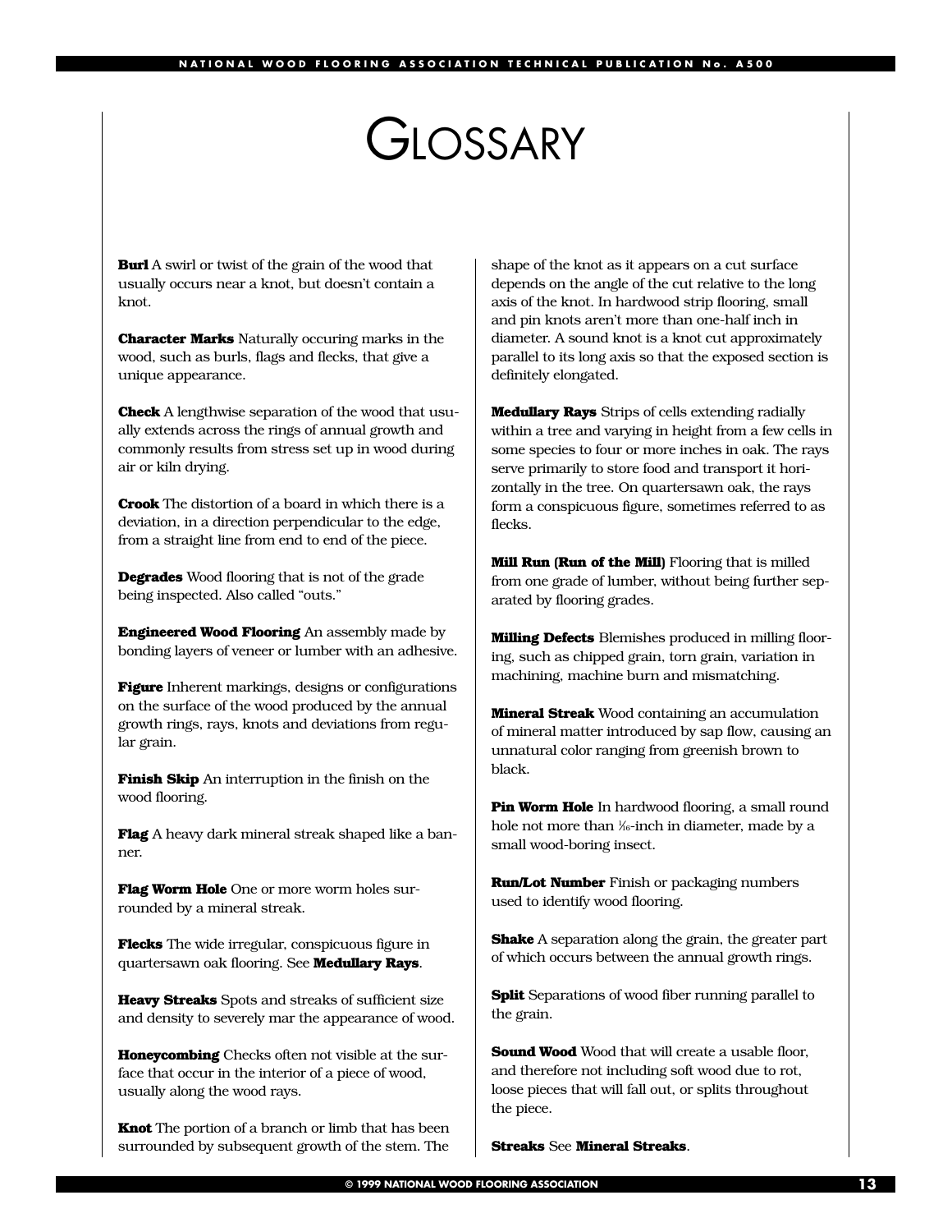# Glossary

**Burl** A swirl or twist of the grain of the wood that usually occurs near a knot, but doesn't contain a knot.

**Character Marks** Naturally occuring marks in the wood, such as burls, flags and flecks, that give a unique appearance.

**Check** A lengthwise separation of the wood that usually extends across the rings of annual growth and commonly results from stress set up in wood during air or kiln drying.

**Crook** The distortion of a board in which there is a deviation, in a direction perpendicular to the edge, from a straight line from end to end of the piece.

**Degrades** Wood flooring that is not of the grade being inspected. Also called "outs."

**Engineered Wood Flooring** An assembly made by bonding layers of veneer or lumber with an adhesive.

**Figure** Inherent markings, designs or configurations on the surface of the wood produced by the annual growth rings, rays, knots and deviations from regular grain.

**Finish Skip** An interruption in the finish on the wood flooring.

**Flag** A heavy dark mineral streak shaped like a banner.

**Flag Worm Hole** One or more worm holes surrounded by a mineral streak.

**Flecks** The wide irregular, conspicuous figure in quartersawn oak flooring. See **Medullary Rays**.

**Heavy Streaks** Spots and streaks of sufficient size and density to severely mar the appearance of wood.

**Honeycombing** Checks often not visible at the surface that occur in the interior of a piece of wood, usually along the wood rays.

**Knot** The portion of a branch or limb that has been surrounded by subsequent growth of the stem. The shape of the knot as it appears on a cut surface depends on the angle of the cut relative to the long axis of the knot. In hardwood strip flooring, small and pin knots aren't more than one-half inch in diameter. A sound knot is a knot cut approximately parallel to its long axis so that the exposed section is definitely elongated.

**Medullary Rays** Strips of cells extending radially within a tree and varying in height from a few cells in some species to four or more inches in oak. The rays serve primarily to store food and transport it horizontally in the tree. On quartersawn oak, the rays form a conspicuous figure, sometimes referred to as flecks.

**Mill Run (Run of the Mill)** Flooring that is milled from one grade of lumber, without being further separated by flooring grades.

**Milling Defects** Blemishes produced in milling flooring, such as chipped grain, torn grain, variation in machining, machine burn and mismatching.

**Mineral Streak** Wood containing an accumulation of mineral matter introduced by sap flow, causing an unnatural color ranging from greenish brown to black.

**Pin Worm Hole** In hardwood flooring, a small round hole not more than 1/16-inch in diameter, made by a small wood-boring insect.

**Run/Lot Number** Finish or packaging numbers used to identify wood flooring.

**Shake** A separation along the grain, the greater part of which occurs between the annual growth rings.

**Split** Separations of wood fiber running parallel to the grain.

**Sound Wood** Wood that will create a usable floor, and therefore not including soft wood due to rot, loose pieces that will fall out, or splits throughout the piece.

**Streaks** See **Mineral Streaks**.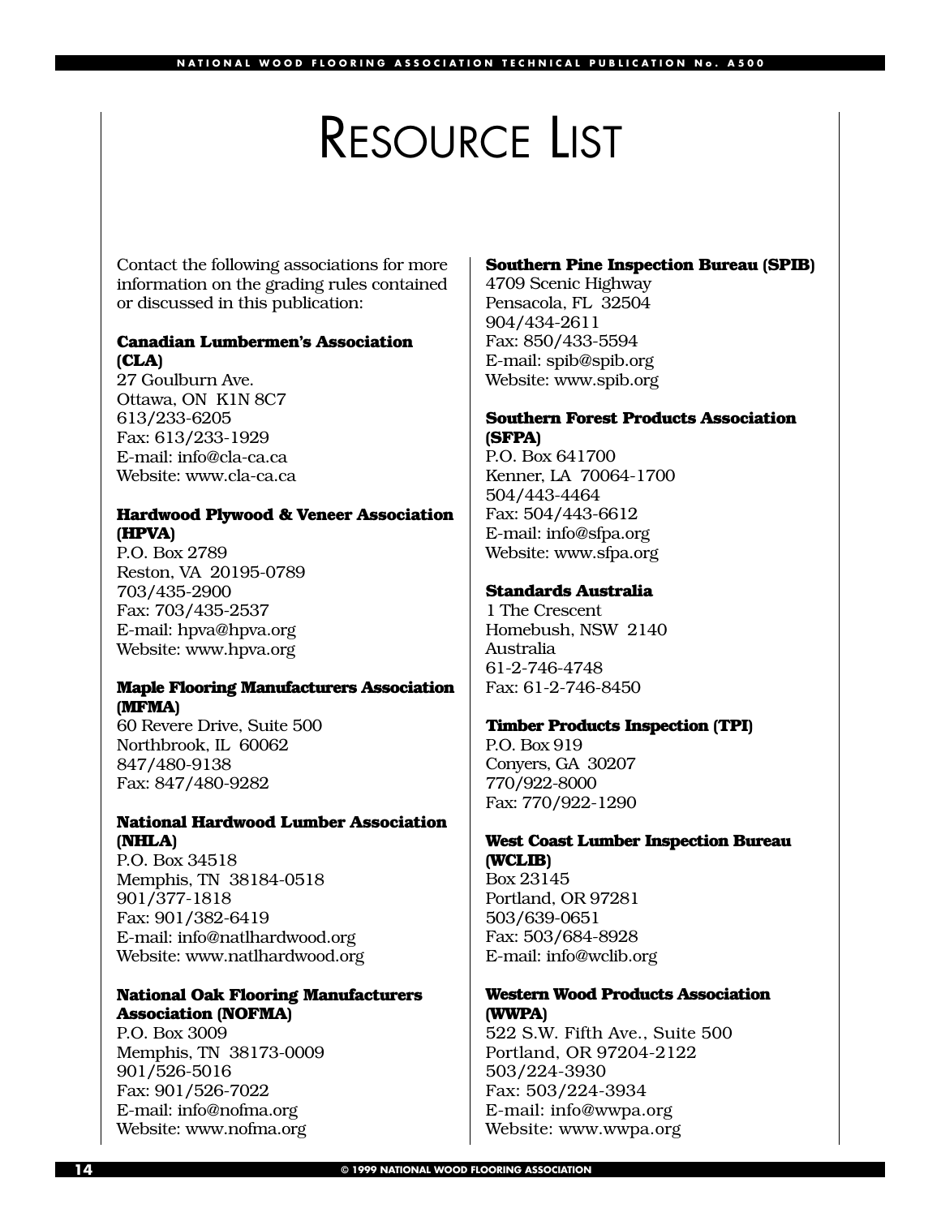# Resource List

Contact the following associations for more information on the grading rules contained or discussed in this publication:

**Canadian Lumbermen's Association (CLA)**
27 Goulburn Ave.
Ottawa, ON K1N 8C7
613/233-6205
Fax: 613/233-1929
E-mail: info@cla-ca.ca
Website: www.cla-ca.ca

**Hardwood Plywood & Veneer Association (HPVA)**
P.O. Box 2789
Reston, VA 20195-0789
703/435-2900
Fax: 703/435-2537
E-mail: hpva@hpva.org
Website: www.hpva.org

**Maple Flooring Manufacturers Association (MFMA)**
60 Revere Drive, Suite 500
Northbrook, IL 60062
847/480-9138
Fax: 847/480-9282

**National Hardwood Lumber Association (NHLA)**
P.O. Box 34518
Memphis, TN 38184-0518
901/377-1818
Fax: 901/382-6419
E-mail: info@natlhardwood.org
Website: www.natlhardwood.org

**National Oak Flooring Manufacturers Association (NOFMA)**
P.O. Box 3009
Memphis, TN 38173-0009
901/526-5016
Fax: 901/526-7022
E-mail: info@nofma.org
Website: www.nofma.org

**Southern Pine Inspection Bureau (SPIB)**
4709 Scenic Highway
Pensacola, FL 32504
904/434-2611
Fax: 850/433-5594
E-mail: spib@spib.org
Website: www.spib.org

**Southern Forest Products Association (SFPA)**
P.O. Box 641700
Kenner, LA 70064-1700
504/443-4464
Fax: 504/443-6612
E-mail: info@sfpa.org
Website: www.sfpa.org

**Standards Australia**
1 The Crescent
Homebush, NSW 2140
Australia
61-2-746-4748
Fax: 61-2-746-8450

**Timber Products Inspection (TPI)**
P.O. Box 919
Conyers, GA 30207
770/922-8000
Fax: 770/922-1290

**West Coast Lumber Inspection Bureau (WCLIB)**
Box 23145
Portland, OR 97281
503/639-0651
Fax: 503/684-8928
E-mail: info@wclib.org

**Western Wood Products Association (WWPA)**
522 S.W. Fifth Ave., Suite 500
Portland, OR 97204-2122
503/224-3930
Fax: 503/224-3934
E-mail: info@wwpa.org
Website: www.wwpa.org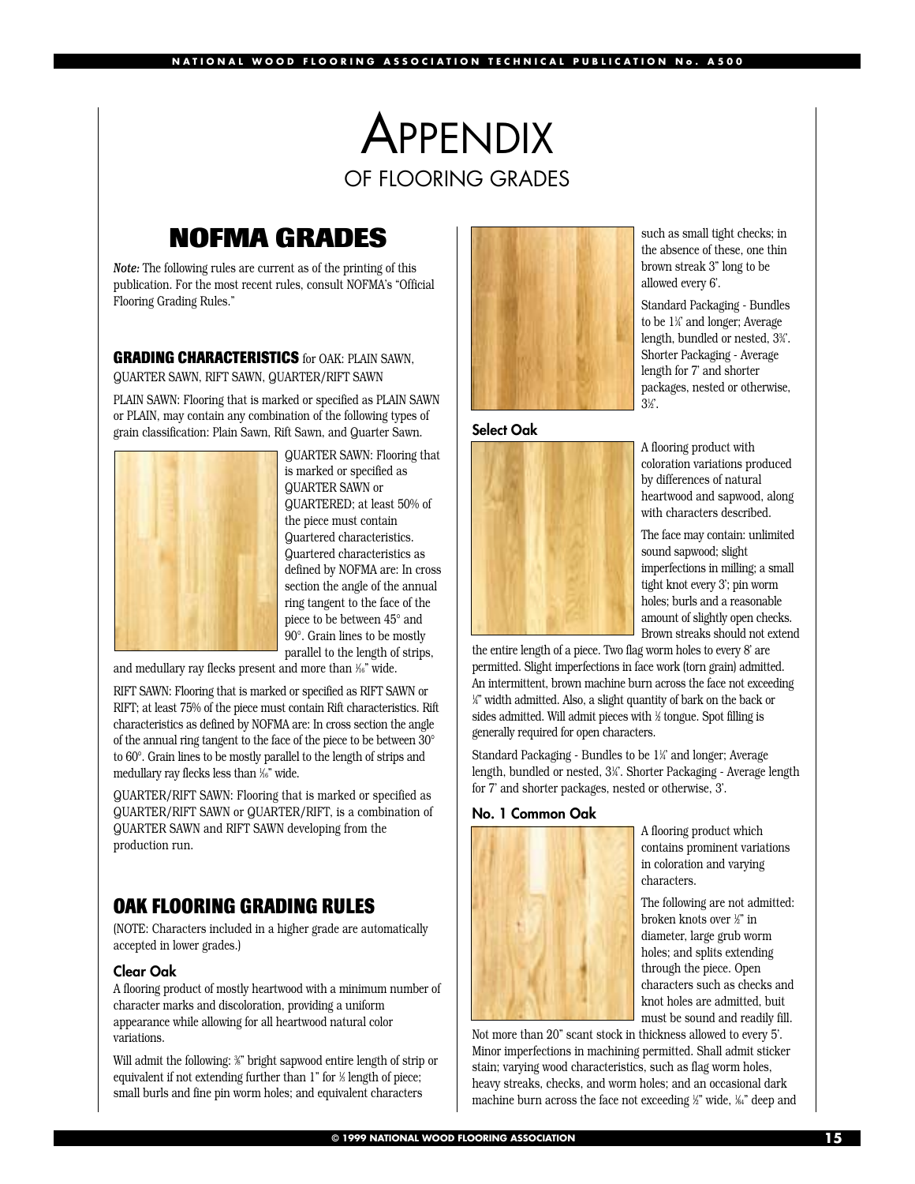# APPENDIX

## OF FLOORING GRADES

## NOFMA GRADES

*Note:* The following rules are current as of the printing of this publication. For the most recent rules, consult NOFMA's "Official Flooring Grading Rules."

### GRADING CHARACTERISTICS for OAK: PLAIN SAWN, QUARTER SAWN, RIFT SAWN, QUARTER/RIFT SAWN

PLAIN SAWN: Flooring that is marked or specified as PLAIN SAWN or PLAIN, may contain any combination of the following types of grain classification: Plain Sawn, Rift Sawn, and Quarter Sawn.

QUARTER SAWN: Flooring that is marked or specified as QUARTER SAWN or QUARTERED; at least 50% of the piece must contain Quartered characteristics. Quartered characteristics as defined by NOFMA are: In cross section the angle of the annual ring tangent to the face of the piece to be between 45° and 90°. Grain lines to be mostly parallel to the length of strips, and medullary ray flecks present and more than 1⁄16" wide.

RIFT SAWN: Flooring that is marked or specified as RIFT SAWN or RIFT; at least 75% of the piece must contain Rift characteristics. Rift characteristics as defined by NOFMA are: In cross section the angle of the annual ring tangent to the face of the piece to be between 30° to 60°. Grain lines to be mostly parallel to the length of strips and medullary ray flecks less than 1⁄16" wide.

QUARTER/RIFT SAWN: Flooring that is marked or specified as QUARTER/RIFT SAWN or QUARTER/RIFT, is a combination of QUARTER SAWN and RIFT SAWN developing from the production run.

## OAK FLOORING GRADING RULES

(NOTE: Characters included in a higher grade are automatically accepted in lower grades.)

### Clear Oak

A flooring product of mostly heartwood with a minimum number of character marks and discoloration, providing a uniform appearance while allowing for all heartwood natural color variations.

Will admit the following: 3⁄8" bright sapwood entire length of strip or equivalent if not extending further than 1" for 1⁄3 length of piece; small burls and fine pin worm holes; and equivalent characters such as small tight checks; in the absence of these, one thin brown streak 3" long to be allowed every 6'.

Standard Packaging - Bundles to be 1¼' and longer; Average length, bundled or nested, 3¾'. Shorter Packaging - Average length for 7' and shorter packages, nested or otherwise, 3½'.

### Select Oak

A flooring product with coloration variations produced by differences of natural heartwood and sapwood, along with characters described.

The face may contain: unlimited sound sapwood; slight imperfections in milling; a small tight knot every 3'; pin worm holes; burls and a reasonable amount of slightly open checks. Brown streaks should not extend the entire length of a piece. Two flag worm holes to every 8' are permitted. Slight imperfections in face work (torn grain) admitted. An intermittent, brown machine burn across the face not exceeding 1⁄4" width admitted. Also, a slight quantity of bark on the back or sides admitted. Will admit pieces with ½ tongue. Spot filling is generally required for open characters.

Standard Packaging - Bundles to be 1¼' and longer; Average length, bundled or nested, 3¼'. Shorter Packaging - Average length for 7' and shorter packages, nested or otherwise, 3'.

### No. 1 Common Oak

A flooring product which contains prominent variations in coloration and varying characters.

The following are not admitted: broken knots over ½" in diameter, large grub worm holes; and splits extending through the piece. Open characters such as checks and knot holes are admitted, buit must be sound and readily fill.

Not more than 20" scant stock in thickness allowed to every 5'. Minor imperfections in machining permitted. Shall admit sticker stain; varying wood characteristics, such as flag worm holes, heavy streaks, checks, and worm holes; and an occasional dark machine burn across the face not exceeding ½" wide, 1⁄64" deep and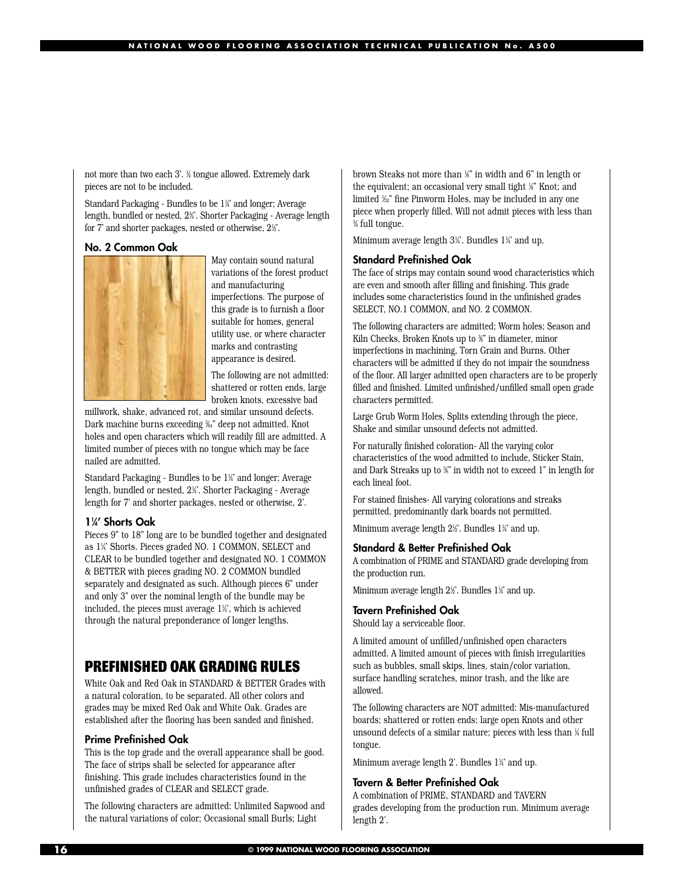not more than two each 3'. ¼ tongue allowed. Extremely dark pieces are not to be included.

Standard Packaging - Bundles to be 1¼' and longer; Average length, bundled or nested, 2¾'. Shorter Packaging - Average length for 7' and shorter packages, nested or otherwise, 2½'.

#### No. 2 Common Oak

May contain sound natural variations of the forest product and manufacturing imperfections. The purpose of this grade is to furnish a floor suitable for homes, general utility use, or where character marks and contrasting appearance is desired.

The following are not admitted: shattered or rotten ends, large broken knots, excessive bad millwork, shake, advanced rot, and similar unsound defects. Dark machine burns exceeding 1/64" deep not admitted. Knot holes and open characters which will readily fill are admitted. A limited number of pieces with no tongue which may be face nailed are admitted.

Standard Packaging - Bundles to be 1¼' and longer; Average length, bundled or nested, 2¼'. Shorter Packaging - Average length for 7' and shorter packages, nested or otherwise, 2'.

#### 1¼' Shorts Oak

Pieces 9" to 18" long are to be bundled together and designated as 1¼' Shorts. Pieces graded NO. 1 COMMON, SELECT and CLEAR to be bundled together and designated NO. 1 COMMON & BETTER with pieces grading NO. 2 COMMON bundled separately and designated as such. Although pieces 6" under and only 3" over the nominal length of the bundle may be included, the pieces must average 1¼', which is achieved through the natural preponderance of longer lengths.

## PREFINISHED OAK GRADING RULES

White Oak and Red Oak in STANDARD & BETTER Grades with a natural coloration, to be separated. All other colors and grades may be mixed Red Oak and White Oak. Grades are established after the flooring has been sanded and finished.

#### Prime Prefinished Oak

This is the top grade and the overall appearance shall be good. The face of strips shall be selected for appearance after finishing. This grade includes characteristics found in the unfinished grades of CLEAR and SELECT grade.

The following characters are admitted: Unlimited Sapwood and the natural variations of color; Occasional small Burls; Light brown Steaks not more than ⅛" in width and 6" in length or the equivalent; an occasional very small tight ⅛" Knot; and limited 1/32" fine Pinworm Holes, may be included in any one piece when properly filled. Will not admit pieces with less than ¾ full tongue.

Minimum average length 3¼'. Bundles 1¼' and up.

#### Standard Prefinished Oak

The face of strips may contain sound wood characteristics which are even and smooth after filling and finishing. This grade includes some characteristics found in the unfinished grades SELECT, NO.1 COMMON, and NO. 2 COMMON.

The following characters are admitted; Worm holes; Season and Kiln Checks, Broken Knots up to ⅜" in diameter, minor imperfections in machining, Torn Grain and Burns. Other characters will be admitted if they do not impair the soundness of the floor. All larger admitted open characters are to be properly filled and finished. Limited unfinished/unfilled small open grade characters permitted.

Large Grub Worm Holes, Splits extending through the piece, Shake and similar unsound defects not admitted.

For naturally finished coloration- All the varying color characteristics of the wood admitted to include, Sticker Stain, and Dark Streaks up to ⅜" in width not to exceed 1" in length for each lineal foot.

For stained finishes- All varying colorations and streaks permitted, predominantly dark boards not permitted.

Minimum average length 2½'. Bundles 1¼' and up.

#### Standard & Better Prefinished Oak

A combination of PRIME and STANDARD grade developing from the production run.

Minimum average length 2½'. Bundles 1¼' and up.

#### Tavern Prefinished Oak

Should lay a serviceable floor.

A limited amount of unfilled/unfinished open characters admitted. A limited amount of pieces with finish irregularities such as bubbles, small skips, lines, stain/color variation, surface handling scratches, minor trash, and the like are allowed.

The following characters are NOT admitted: Mis-manufactured boards; shattered or rotten ends; large open Knots and other unsound defects of a similar nature; pieces with less than ¼ full tongue.

Minimum average length 2'. Bundles 1¼' and up.

#### Tavern & Better Prefinished Oak

A combination of PRIME, STANDARD and TAVERN grades developing from the production run. Minimum average length 2'.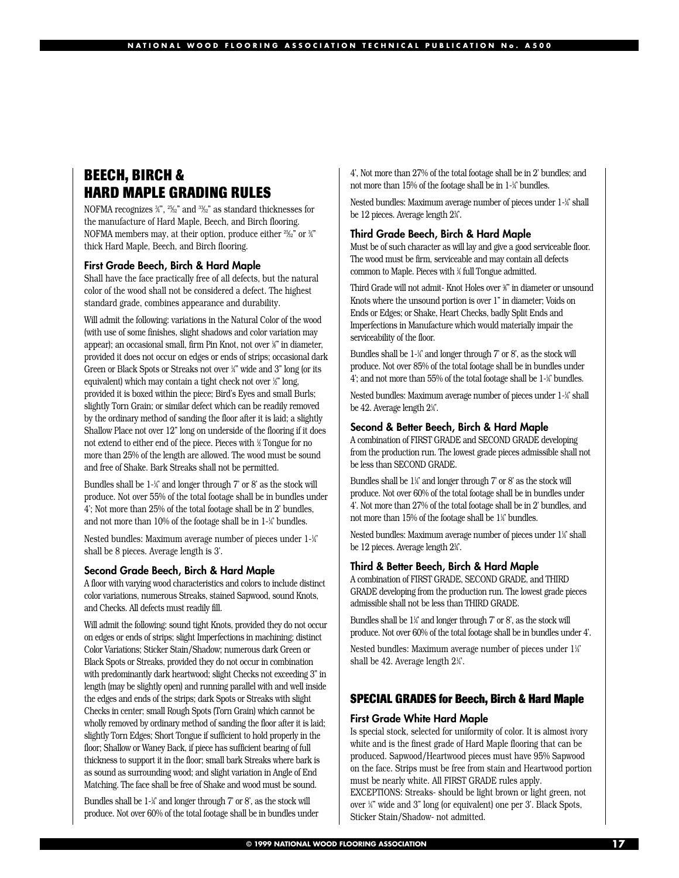## BEECH, BIRCH & HARD MAPLE GRADING RULES

NOFMA recognizes ¾", 25⁄32" and 33⁄32" as standard thicknesses for the manufacture of Hard Maple, Beech, and Birch flooring. NOFMA members may, at their option, produce either 25⁄32" or ¾" thick Hard Maple, Beech, and Birch flooring.

### First Grade Beech, Birch & Hard Maple

Shall have the face practically free of all defects, but the natural color of the wood shall not be considered a defect. The highest standard grade, combines appearance and durability.

Will admit the following: variations in the Natural Color of the wood (with use of some finishes, slight shadows and color variation may appear); an occasional small, firm Pin Knot, not over ⅜" in diameter, provided it does not occur on edges or ends of strips; occasional dark Green or Black Spots or Streaks not over ¼" wide and 3" long (or its equivalent) which may contain a tight check not over ½" long, provided it is boxed within the piece; Bird's Eyes and small Burls; slightly Torn Grain; or similar defect which can be readily removed by the ordinary method of sanding the floor after it is laid; a slightly Shallow Place not over 12" long on underside of the flooring if it does not extend to either end of the piece. Pieces with ½ Tongue for no more than 25% of the length are allowed. The wood must be sound and free of Shake. Bark Streaks shall not be permitted.

Bundles shall be 1-¼' and longer through 7' or 8' as the stock will produce. Not over 55% of the total footage shall be in bundles under 4'; Not more than 25% of the total footage shall be in 2' bundles, and not more than 10% of the footage shall be in 1-¼' bundles.

Nested bundles: Maximum average number of pieces under 1-¼' shall be 8 pieces. Average length is 3'.

### Second Grade Beech, Birch & Hard Maple

A floor with varying wood characteristics and colors to include distinct color variations, numerous Streaks, stained Sapwood, sound Knots, and Checks. All defects must readily fill.

Will admit the following: sound tight Knots, provided they do not occur on edges or ends of strips; slight Imperfections in machining; distinct Color Variations; Sticker Stain/Shadow; numerous dark Green or Black Spots or Streaks, provided they do not occur in combination with predominantly dark heartwood; slight Checks not exceeding 3" in length (may be slightly open) and running parallel with and well inside the edges and ends of the strips; dark Spots or Streaks with slight Checks in center; small Rough Spots (Torn Grain) which cannot be wholly removed by ordinary method of sanding the floor after it is laid; slightly Torn Edges; Short Tongue if sufficient to hold properly in the floor; Shallow or Waney Back, if piece has sufficient bearing of full thickness to support it in the floor; small bark Streaks where bark is as sound as surrounding wood; and slight variation in Angle of End Matching. The face shall be free of Shake and wood must be sound.

Bundles shall be 1-¼' and longer through 7' or 8', as the stock will produce. Not over 60% of the total footage shall be in bundles under 4', Not more than 27% of the total footage shall be in 2' bundles; and not more than 15% of the footage shall be in 1-¼' bundles.

Nested bundles: Maximum average number of pieces under 1-¼' shall be 12 pieces. Average length 2⅜'.

### Third Grade Beech, Birch & Hard Maple

Must be of such character as will lay and give a good serviceable floor. The wood must be firm, serviceable and may contain all defects common to Maple. Pieces with ¼ full Tongue admitted.

Third Grade will not admit- Knot Holes over ⅜" in diameter or unsound Knots where the unsound portion is over 1" in diameter; Voids on Ends or Edges; or Shake, Heart Checks, badly Split Ends and Imperfections in Manufacture which would materially impair the serviceability of the floor.

Bundles shall be 1-¼' and longer through 7' or 8', as the stock will produce. Not over 85% of the total footage shall be in bundles under 4'; and not more than 55% of the total footage shall be 1-¼' bundles.

Nested bundles: Maximum average number of pieces under 1-¼' shall be 42. Average length 2⅛'.

### Second & Better Beech, Birch & Hard Maple

A combination of FIRST GRADE and SECOND GRADE developing from the production run. The lowest grade pieces admissible shall not be less than SECOND GRADE.

Bundles shall be 1¼' and longer through 7' or 8' as the stock will produce. Not over 60% of the total footage shall be in bundles under 4'. Not more than 27% of the total footage shall be in 2' bundles, and not more than 15% of the footage shall be 1¼' bundles.

Nested bundles: Maximum average number of pieces under 1¼' shall be 12 pieces. Average length 2⅜'.

### Third & Better Beech, Birch & Hard Maple

A combination of FIRST GRADE, SECOND GRADE, and THIRD GRADE developing from the production run. The lowest grade pieces admissible shall not be less than THIRD GRADE.

Bundles shall be 1¼' and longer through 7' or 8', as the stock will produce. Not over 60% of the total footage shall be in bundles under 4'.

Nested bundles: Maximum average number of pieces under 1¼' shall be 42. Average length 2¼'.

## SPECIAL GRADES for Beech, Birch & Hard Maple

### First Grade White Hard Maple

Is special stock, selected for uniformity of color. It is almost ivory white and is the finest grade of Hard Maple flooring that can be produced. Sapwood/Heartwood pieces must have 95% Sapwood on the face. Strips must be free from stain and Heartwood portion must be nearly white. All FIRST GRADE rules apply.
EXCEPTIONS: Streaks- should be light brown or light green, not over ¼" wide and 3" long (or equivalent) one per 3'. Black Spots, Sticker Stain/Shadow- not admitted.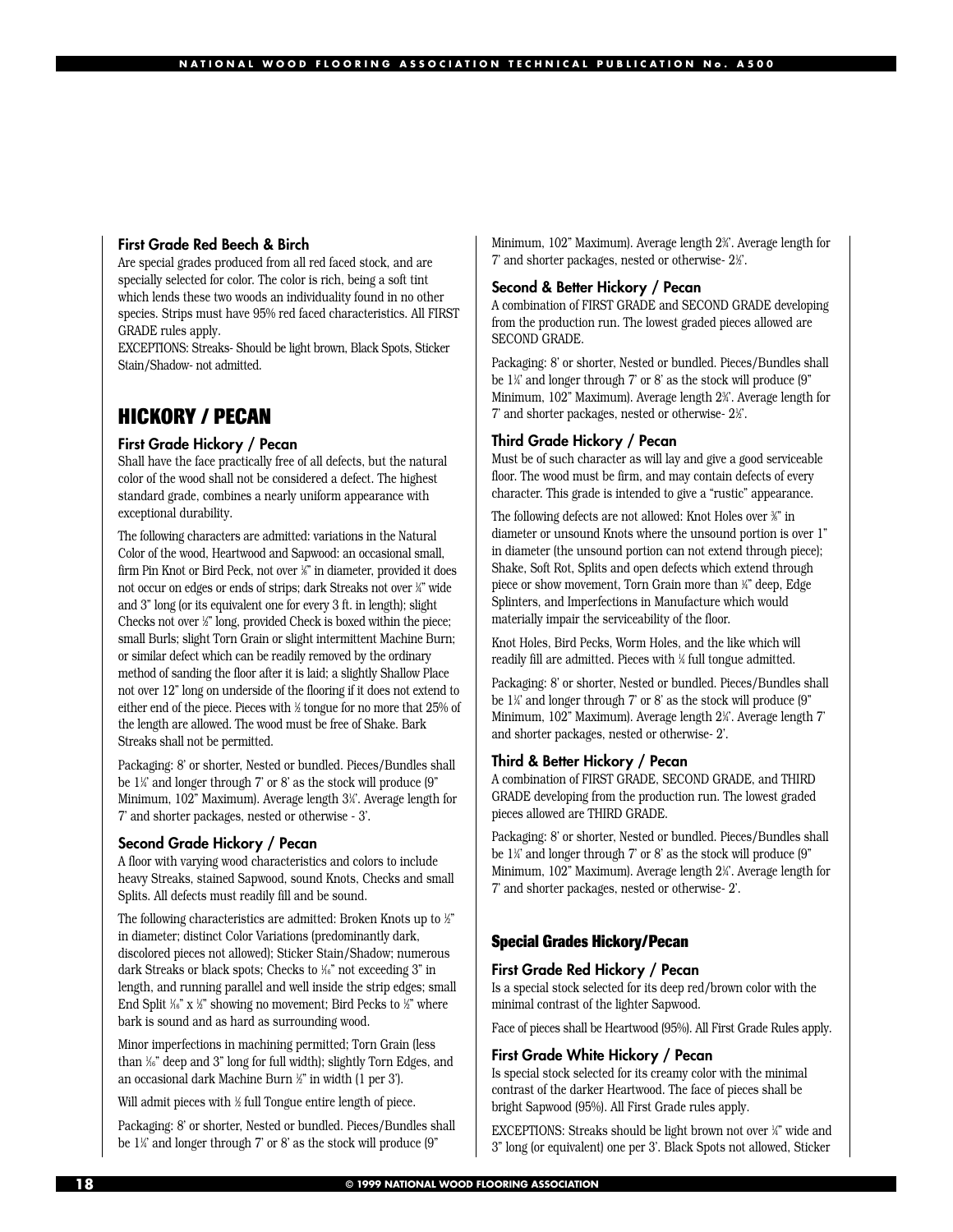### First Grade Red Beech & Birch

Are special grades produced from all red faced stock, and are specially selected for color. The color is rich, being a soft tint which lends these two woods an individuality found in no other species. Strips must have 95% red faced characteristics. All FIRST GRADE rules apply.

EXCEPTIONS: Streaks- Should be light brown, Black Spots, Sticker Stain/Shadow- not admitted.

## HICKORY / PECAN

### First Grade Hickory / Pecan

Shall have the face practically free of all defects, but the natural color of the wood shall not be considered a defect. The highest standard grade, combines a nearly uniform appearance with exceptional durability.

The following characters are admitted: variations in the Natural Color of the wood, Heartwood and Sapwood: an occasional small, firm Pin Knot or Bird Peck, not over ⅜" in diameter, provided it does not occur on edges or ends of strips; dark Streaks not over ¼" wide and 3" long (or its equivalent one for every 3 ft. in length); slight Checks not over ½" long, provided Check is boxed within the piece; small Burls; slight Torn Grain or slight intermittent Machine Burn; or similar defect which can be readily removed by the ordinary method of sanding the floor after it is laid; a slightly Shallow Place not over 12" long on underside of the flooring if it does not extend to either end of the piece. Pieces with ½ tongue for no more that 25% of the length are allowed. The wood must be free of Shake. Bark Streaks shall not be permitted.

Packaging: 8' or shorter, Nested or bundled. Pieces/Bundles shall be 1¼' and longer through 7' or 8' as the stock will produce (9" Minimum, 102" Maximum). Average length 3¼'. Average length for 7' and shorter packages, nested or otherwise - 3'.

### Second Grade Hickory / Pecan

A floor with varying wood characteristics and colors to include heavy Streaks, stained Sapwood, sound Knots, Checks and small Splits. All defects must readily fill and be sound.

The following characteristics are admitted: Broken Knots up to ½" in diameter; distinct Color Variations (predominantly dark, discolored pieces not allowed); Sticker Stain/Shadow; numerous dark Streaks or black spots; Checks to 1⁄16" not exceeding 3" in length, and running parallel and well inside the strip edges; small End Split 1⁄16" x ½" showing no movement; Bird Pecks to ½" where bark is sound and as hard as surrounding wood.

Minor imperfections in machining permitted; Torn Grain (less than 1⁄16" deep and 3" long for full width); slightly Torn Edges, and an occasional dark Machine Burn ½" in width (1 per 3').

Will admit pieces with ½ full Tongue entire length of piece.

Packaging: 8' or shorter, Nested or bundled. Pieces/Bundles shall be 1¼' and longer through 7' or 8' as the stock will produce (9" Minimum, 102" Maximum). Average length 2¾'. Average length for 7' and shorter packages, nested or otherwise- 2½'.

### Second & Better Hickory / Pecan

A combination of FIRST GRADE and SECOND GRADE developing from the production run. The lowest graded pieces allowed are SECOND GRADE.

Packaging: 8' or shorter, Nested or bundled. Pieces/Bundles shall be 1¼' and longer through 7' or 8' as the stock will produce (9" Minimum, 102" Maximum). Average length 2¾'. Average length for 7' and shorter packages, nested or otherwise- 2½'.

### Third Grade Hickory / Pecan

Must be of such character as will lay and give a good serviceable floor. The wood must be firm, and may contain defects of every character. This grade is intended to give a "rustic" appearance.

The following defects are not allowed: Knot Holes over ⅜" in diameter or unsound Knots where the unsound portion is over 1" in diameter (the unsound portion can not extend through piece); Shake, Soft Rot, Splits and open defects which extend through piece or show movement, Torn Grain more than ¼" deep, Edge Splinters, and Imperfections in Manufacture which would materially impair the serviceability of the floor.

Knot Holes, Bird Pecks, Worm Holes, and the like which will readily fill are admitted. Pieces with ¼ full tongue admitted.

Packaging: 8' or shorter, Nested or bundled. Pieces/Bundles shall be 1¼' and longer through 7' or 8' as the stock will produce (9" Minimum, 102" Maximum). Average length 2¼'. Average length 7' and shorter packages, nested or otherwise- 2'.

### Third & Better Hickory / Pecan

A combination of FIRST GRADE, SECOND GRADE, and THIRD GRADE developing from the production run. The lowest graded pieces allowed are THIRD GRADE.

Packaging: 8' or shorter, Nested or bundled. Pieces/Bundles shall be 1¼' and longer through 7' or 8' as the stock will produce (9" Minimum, 102" Maximum). Average length 2¼'. Average length for 7' and shorter packages, nested or otherwise- 2'.

## Special Grades Hickory/Pecan

### First Grade Red Hickory / Pecan

Is a special stock selected for its deep red/brown color with the minimal contrast of the lighter Sapwood.

Face of pieces shall be Heartwood (95%). All First Grade Rules apply.

### First Grade White Hickory / Pecan

Is special stock selected for its creamy color with the minimal contrast of the darker Heartwood. The face of pieces shall be bright Sapwood (95%). All First Grade rules apply.

EXCEPTIONS: Streaks should be light brown not over ¼" wide and 3" long (or equivalent) one per 3'. Black Spots not allowed, Sticker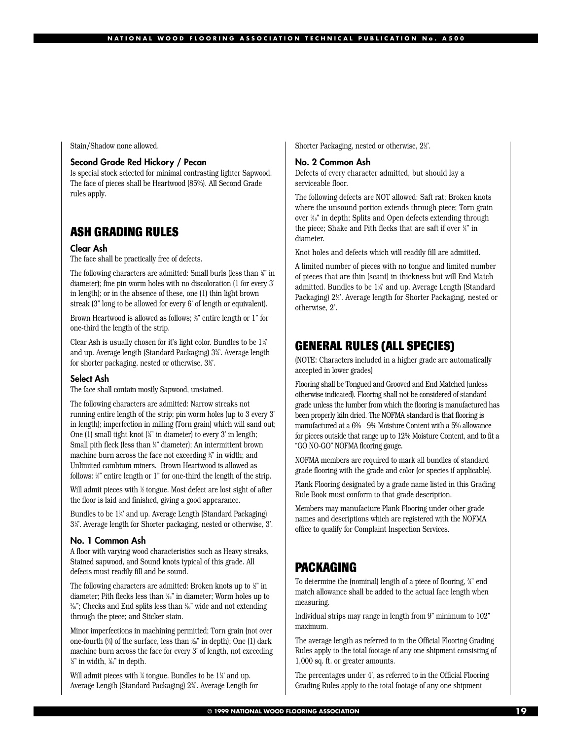Stain/Shadow none allowed.

### Second Grade Red Hickory / Pecan

Is special stock selected for minimal contrasting lighter Sapwood. The face of pieces shall be Heartwood (85%). All Second Grade rules apply.

## ASH GRADING RULES

### Clear Ash

The face shall be practically free of defects.

The following characters are admitted: Small burls (less than ⅛" in diameter); fine pin worm holes with no discoloration (1 for every 3' in length); or in the absence of these, one (1) thin light brown streak (3" long to be allowed for every 6' of length or equivalent).

Brown Heartwood is allowed as follows; ⅜" entire length or 1" for one-third the length of the strip.

Clear Ash is usually chosen for it's light color. Bundles to be 1¼' and up. Average length (Standard Packaging) 3¾'. Average length for shorter packaging, nested or otherwise, 3½'.

### Select Ash

The face shall contain mostly Sapwood, unstained.

The following characters are admitted: Narrow streaks not running entire length of the strip; pin worm holes (up to 3 every 3' in length); imperfection in milling (Torn grain) which will sand out; One (1) small tight knot (¼" in diameter) to every 3' in length; Small pith fleck (less than ¼" diameter); An intermittent brown machine burn across the face not exceeding ¾" in width; and Unlimited cambium miners. Brown Heartwood is allowed as follows: ⅜" entire length or 1" for one-third the length of the strip.

Will admit pieces with ½ tongue. Most defect are lost sight of after the floor is laid and finished, giving a good appearance.

Bundles to be 1¼' and up. Average Length (Standard Packaging) 3¼'. Average length for Shorter packaging, nested or otherwise, 3'.

### No. 1 Common Ash

A floor with varying wood characteristics such as Heavy streaks, Stained sapwood, and Sound knots typical of this grade. All defects must readily fill and be sound.

The following characters are admitted: Broken knots up to ½" in diameter; Pith flecks less than 3/16" in diameter; Worm holes up to 3/16"; Checks and End splits less than 1/16" wide and not extending through the piece; and Sticker stain.

Minor imperfections in machining permitted; Torn grain (not over one-fourth (¼) of the surface, less than 1/32" in depth); One (1) dark machine burn across the face for every 3' of length, not exceeding ½" in width, 1/64" in depth.

Will admit pieces with ¼ tongue. Bundles to be 1¼' and up. Average Length (Standard Packaging) 2¾'. Average Length for Shorter Packaging, nested or otherwise, 2½'.

### No. 2 Common Ash

Defects of every character admitted, but should lay a serviceable floor.

The following defects are NOT allowed: Saft rat; Broken knots where the unsound portion extends through piece; Torn grain over 3/16" in depth; Splits and Open defects extending through the piece; Shake and Pith flecks that are saft if over ¼" in diameter.

Knot holes and defects which will readily fill are admitted.

A limited number of pieces with no tongue and limited number of pieces that are thin (scant) in thickness but will End Match admitted. Bundles to be 1¼' and up. Average Length (Standard Packaging) 2¼'. Average length for Shorter Packaging, nested or otherwise, 2'.

## GENERAL RULES (ALL SPECIES)

(NOTE: Characters included in a higher grade are automatically accepted in lower grades)

Flooring shall be Tongued and Grooved and End Matched (unless otherwise indicated). Flooring shall not be considered of standard grade unless the lumber from which the flooring is manufactured has been properly kiln dried. The NOFMA standard is that flooring is manufactured at a 6% - 9% Moisture Content with a 5% allowance for pieces outside that range up to 12% Moisture Content, and to fit a "GO NO-GO" NOFMA flooring gauge.

NOFMA members are required to mark all bundles of standard grade flooring with the grade and color (or species if applicable).

Plank Flooring designated by a grade name listed in this Grading Rule Book must conform to that grade description.

Members may manufacture Plank Flooring under other grade names and descriptions which are registered with the NOFMA office to qualify for Complaint Inspection Services.

## PACKAGING

To determine the (nominal) length of a piece of flooring, ¾" end match allowance shall be added to the actual face length when measuring.

Individual strips may range in length from 9" minimum to 102" maximum.

The average length as referred to in the Official Flooring Grading Rules apply to the total footage of any one shipment consisting of 1,000 sq. ft. or greater amounts.

The percentages under 4', as referred to in the Official Flooring Grading Rules apply to the total footage of any one shipment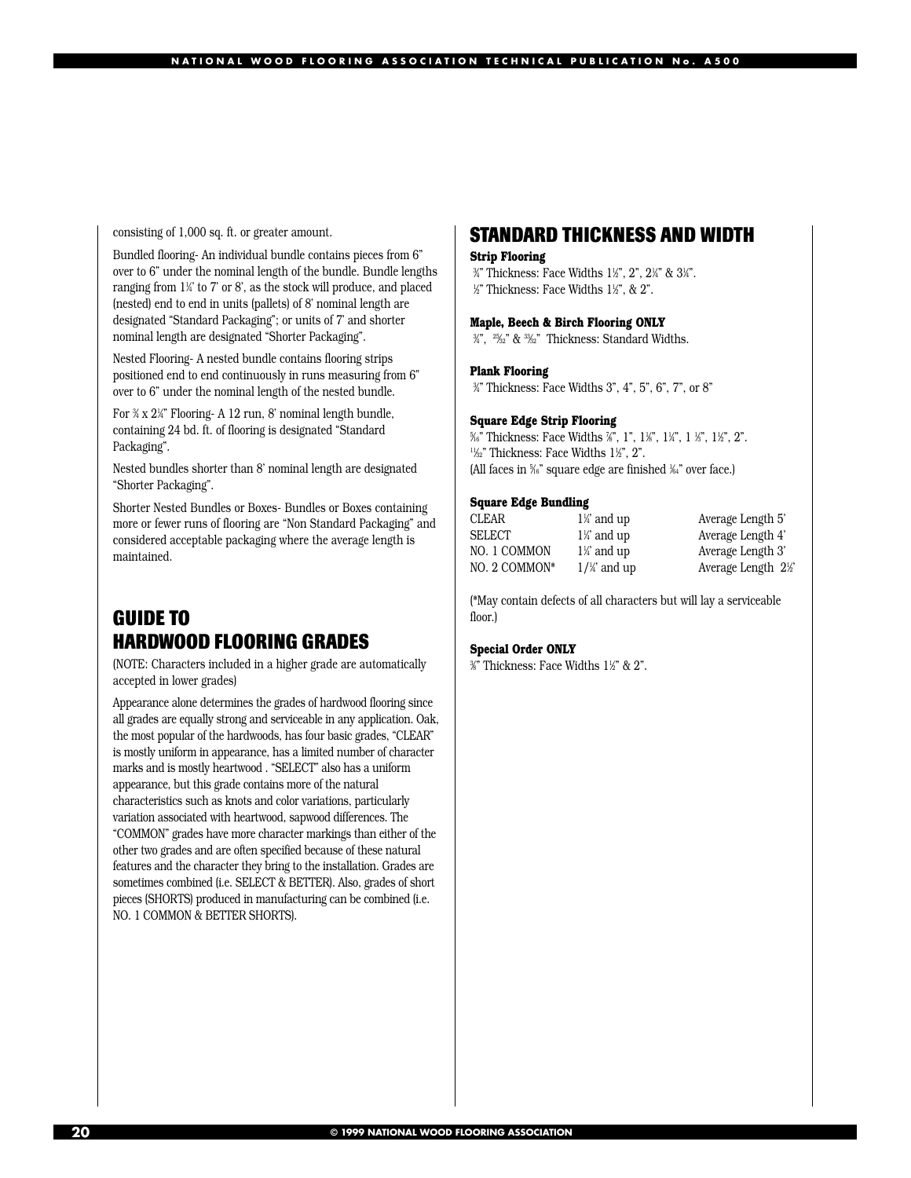consisting of 1,000 sq. ft. or greater amount.

Bundled flooring- An individual bundle contains pieces from 6" over to 6" under the nominal length of the bundle. Bundle lengths ranging from 1¼' to 7' or 8', as the stock will produce, and placed (nested) end to end in units (pallets) of 8' nominal length are designated "Standard Packaging"; or units of 7' and shorter nominal length are designated "Shorter Packaging".

Nested Flooring- A nested bundle contains flooring strips positioned end to end continuously in runs measuring from 6" over to 6" under the nominal length of the nested bundle.

For ¾ x 2¼" Flooring- A 12 run, 8' nominal length bundle, containing 24 bd. ft. of flooring is designated "Standard Packaging".

Nested bundles shorter than 8' nominal length are designated "Shorter Packaging".

Shorter Nested Bundles or Boxes- Bundles or Boxes containing more or fewer runs of flooring are "Non Standard Packaging" and considered acceptable packaging where the average length is maintained.

## GUIDE TO HARDWOOD FLOORING GRADES

(NOTE: Characters included in a higher grade are automatically accepted in lower grades)

Appearance alone determines the grades of hardwood flooring since all grades are equally strong and serviceable in any application. Oak, the most popular of the hardwoods, has four basic grades, "CLEAR" is mostly uniform in appearance, has a limited number of character marks and is mostly heartwood . "SELECT" also has a uniform appearance, but this grade contains more of the natural characteristics such as knots and color variations, particularly variation associated with heartwood, sapwood differences. The "COMMON" grades have more character markings than either of the other two grades and are often specified because of these natural features and the character they bring to the installation. Grades are sometimes combined (i.e. SELECT & BETTER). Also, grades of short pieces (SHORTS) produced in manufacturing can be combined (i.e. NO. 1 COMMON & BETTER SHORTS).

## STANDARD THICKNESS AND WIDTH

**Strip Flooring**

¾" Thickness: Face Widths 1½", 2", 2¼" & 3¼".
½" Thickness: Face Widths 1½", & 2".

**Maple, Beech & Birch Flooring ONLY**

¾", 25/32" & 33/32" Thickness: Standard Widths.

**Plank Flooring**

¾" Thickness: Face Widths 3", 4", 5", 6", 7", or 8"

**Square Edge Strip Flooring**

5/16" Thickness: Face Widths ⅞", 1", 1⅛", 1¼", 1 ⅜", 1½", 2".
11/32" Thickness: Face Widths 1½", 2".
(All faces in 5/16" square edge are finished 1/64" over face.)

**Square Edge Bundling**

| | | |
|---|---|---|
| CLEAR | 1¼' and up | Average Length 5' |
| SELECT | 1¼' and up | Average Length 4' |
| NO. 1 COMMON | 1¼' and up | Average Length 3' |
| NO. 2 COMMON* | 1/¼' and up | Average Length 2½' |

(*May contain defects of all characters but will lay a serviceable floor.)

**Special Order ONLY**

⅜" Thickness: Face Widths 1½" & 2".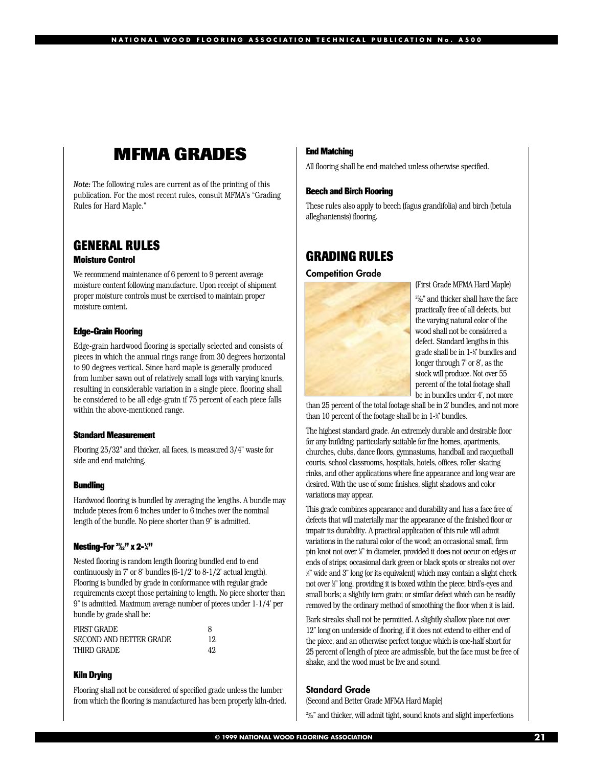# MFMA GRADES

*Note:* The following rules are current as of the printing of this publication. For the most recent rules, consult MFMA's "Grading Rules for Hard Maple."

## GENERAL RULES

### Moisture Control

We recommend maintenance of 6 percent to 9 percent average moisture content following manufacture. Upon receipt of shipment proper moisture controls must be exercised to maintain proper moisture content.

### Edge-Grain Flooring

Edge-grain hardwood flooring is specially selected and consists of pieces in which the annual rings range from 30 degrees horizontal to 90 degrees vertical. Since hard maple is generally produced from lumber sawn out of relatively small logs with varying knurls, resulting in considerable variation in a single piece, flooring shall be considered to be all edge-grain if 75 percent of each piece falls within the above-mentioned range.

### Standard Measurement

Flooring 25/32" and thicker, all faces, is measured 3/4" waste for side and end-matching.

### Bundling

Hardwood flooring is bundled by averaging the lengths. A bundle may include pieces from 6 inches under to 6 inches over the nominal length of the bundle. No piece shorter than 9" is admitted.

### Nesting-For 25/32" x 2-1/4"

Nested flooring is random length flooring bundled end to end continuously in 7' or 8' bundles (6-1/2' to 8-1/2' actual length). Flooring is bundled by grade in conformance with regular grade requirements except those pertaining to length. No piece shorter than 9" is admitted. Maximum average number of pieces under 1-1/4' per bundle by grade shall be:

| | |
|---|---|
| FIRST GRADE | 8 |
| SECOND AND BETTER GRADE | 12 |
| THIRD GRADE | 42 |

### Kiln Drying

Flooring shall not be considered of specified grade unless the lumber from which the flooring is manufactured has been properly kiln-dried.

### End Matching

All flooring shall be end-matched unless otherwise specified.

### Beech and Birch Flooring

These rules also apply to beech (fagus grandifolia) and birch (betula alleghaniensis) flooring.

## GRADING RULES

### Competition Grade

(First Grade MFMA Hard Maple)

25/32" and thicker shall have the face practically free of all defects, but the varying natural color of the wood shall not be considered a defect. Standard lengths in this grade shall be in 1-1/4' bundles and longer through 7' or 8', as the stock will produce. Not over 55 percent of the total footage shall be in bundles under 4', not more than 25 percent of the total footage shall be in 2' bundles, and not more than 10 percent of the footage shall be in 1-1/4' bundles.

The highest standard grade. An extremely durable and desirable floor for any building; particularly suitable for fine homes, apartments, churches, clubs, dance floors, gymnasiums, handball and racquetball courts, school classrooms, hospitals, hotels, offices, roller-skating rinks, and other applications where fine appearance and long wear are desired. With the use of some finishes, slight shadows and color variations may appear.

This grade combines appearance and durability and has a face free of defects that will materially mar the appearance of the finished floor or impair its durability. A practical application of this rule will admit variations in the natural color of the wood; an occasional small, firm pin knot not over 1/8" in diameter, provided it does not occur on edges or ends of strips; occasional dark green or black spots or streaks not over 1/8" wide and 3" long (or its equivalent) which may contain a slight check not over 1/2" long, providing it is boxed within the piece; bird's-eyes and small burls; a slightly torn grain; or similar defect which can be readily removed by the ordinary method of smoothing the floor when it is laid.

Bark streaks shall not be permitted. A slightly shallow place not over 12" long on underside of flooring, if it does not extend to either end of the piece, and an otherwise perfect tongue which is one-half short for 25 percent of length of piece are admissible, but the face must be free of shake, and the wood must be live and sound.

### Standard Grade

(Second and Better Grade MFMA Hard Maple)

25/32" and thicker, will admit tight, sound knots and slight imperfections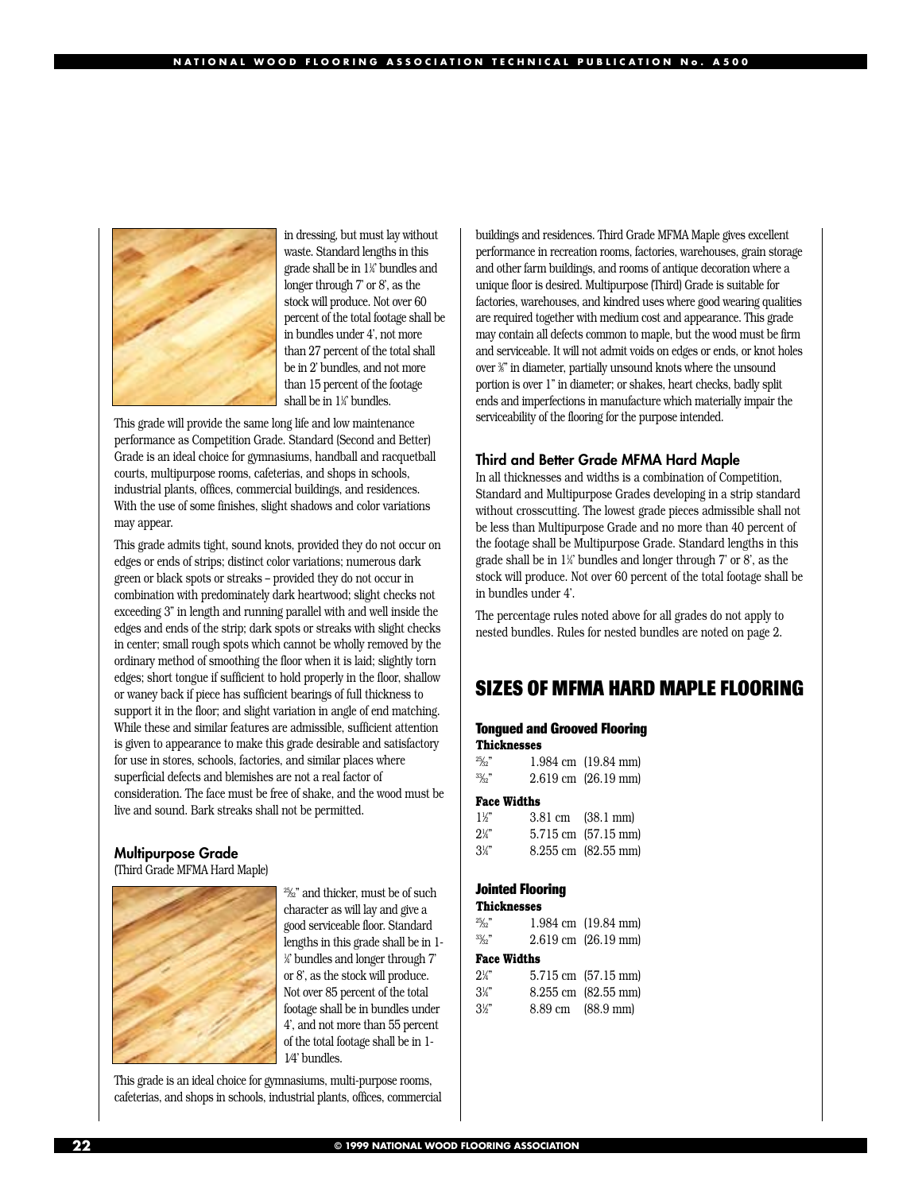in dressing, but must lay without waste. Standard lengths in this grade shall be in 1¼' bundles and longer through 7' or 8', as the stock will produce. Not over 60 percent of the total footage shall be in bundles under 4', not more than 27 percent of the total shall be in 2' bundles, and not more than 15 percent of the footage shall be in 1¼' bundles.

This grade will provide the same long life and low maintenance performance as Competition Grade. Standard (Second and Better) Grade is an ideal choice for gymnasiums, handball and racquetball courts, multipurpose rooms, cafeterias, and shops in schools, industrial plants, offices, commercial buildings, and residences. With the use of some finishes, slight shadows and color variations may appear.

This grade admits tight, sound knots, provided they do not occur on edges or ends of strips; distinct color variations; numerous dark green or black spots or streaks – provided they do not occur in combination with predominately dark heartwood; slight checks not exceeding 3" in length and running parallel with and well inside the edges and ends of the strip; dark spots or streaks with slight checks in center; small rough spots which cannot be wholly removed by the ordinary method of smoothing the floor when it is laid; slightly torn edges; short tongue if sufficient to hold properly in the floor, shallow or waney back if piece has sufficient bearings of full thickness to support it in the floor; and slight variation in angle of end matching. While these and similar features are admissible, sufficient attention is given to appearance to make this grade desirable and satisfactory for use in stores, schools, factories, and similar places where superficial defects and blemishes are not a real factor of consideration. The face must be free of shake, and the wood must be live and sound. Bark streaks shall not be permitted.

### Multipurpose Grade

(Third Grade MFMA Hard Maple)

25/32" and thicker, must be of such character as will lay and give a good serviceable floor. Standard lengths in this grade shall be in 1-¼' bundles and longer through 7' or 8', as the stock will produce. Not over 85 percent of the total footage shall be in bundles under 4', and not more than 55 percent of the total footage shall be in 1-1/4' bundles.

This grade is an ideal choice for gymnasiums, multi-purpose rooms, cafeterias, and shops in schools, industrial plants, offices, commercial buildings and residences. Third Grade MFMA Maple gives excellent performance in recreation rooms, factories, warehouses, grain storage and other farm buildings, and rooms of antique decoration where a unique floor is desired. Multipurpose (Third) Grade is suitable for factories, warehouses, and kindred uses where good wearing qualities are required together with medium cost and appearance. This grade may contain all defects common to maple, but the wood must be firm and serviceable. It will not admit voids on edges or ends, or knot holes over ⅜" in diameter, partially unsound knots where the unsound portion is over 1" in diameter; or shakes, heart checks, badly split ends and imperfections in manufacture which materially impair the serviceability of the flooring for the purpose intended.

### Third and Better Grade MFMA Hard Maple

In all thicknesses and widths is a combination of Competition, Standard and Multipurpose Grades developing in a strip standard without crosscutting. The lowest grade pieces admissible shall not be less than Multipurpose Grade and no more than 40 percent of the footage shall be Multipurpose Grade. Standard lengths in this grade shall be in 1¼' bundles and longer through 7' or 8', as the stock will produce. Not over 60 percent of the total footage shall be in bundles under 4'.

The percentage rules noted above for all grades do not apply to nested bundles. Rules for nested bundles are noted on page 2.

## SIZES OF MFMA HARD MAPLE FLOORING

### Tongued and Grooved Flooring

**Thicknesses**

| | | |
|---|---|---|
| 25/32" | 1.984 cm | (19.84 mm) |
| 33/32" | 2.619 cm | (26.19 mm) |

**Face Widths**

| | | |
|---|---|---|
| 1½" | 3.81 cm | (38.1 mm) |
| 2¼" | 5.715 cm | (57.15 mm) |
| 3¼" | 8.255 cm | (82.55 mm) |

### Jointed Flooring

**Thicknesses**

| | | |
|---|---|---|
| 25/32" | 1.984 cm | (19.84 mm) |
| 33/32" | 2.619 cm | (26.19 mm) |

**Face Widths**

| | | |
|---|---|---|
| 2¼" | 5.715 cm | (57.15 mm) |
| 3¼" | 8.255 cm | (82.55 mm) |
| 3½" | 8.89 cm | (88.9 mm) |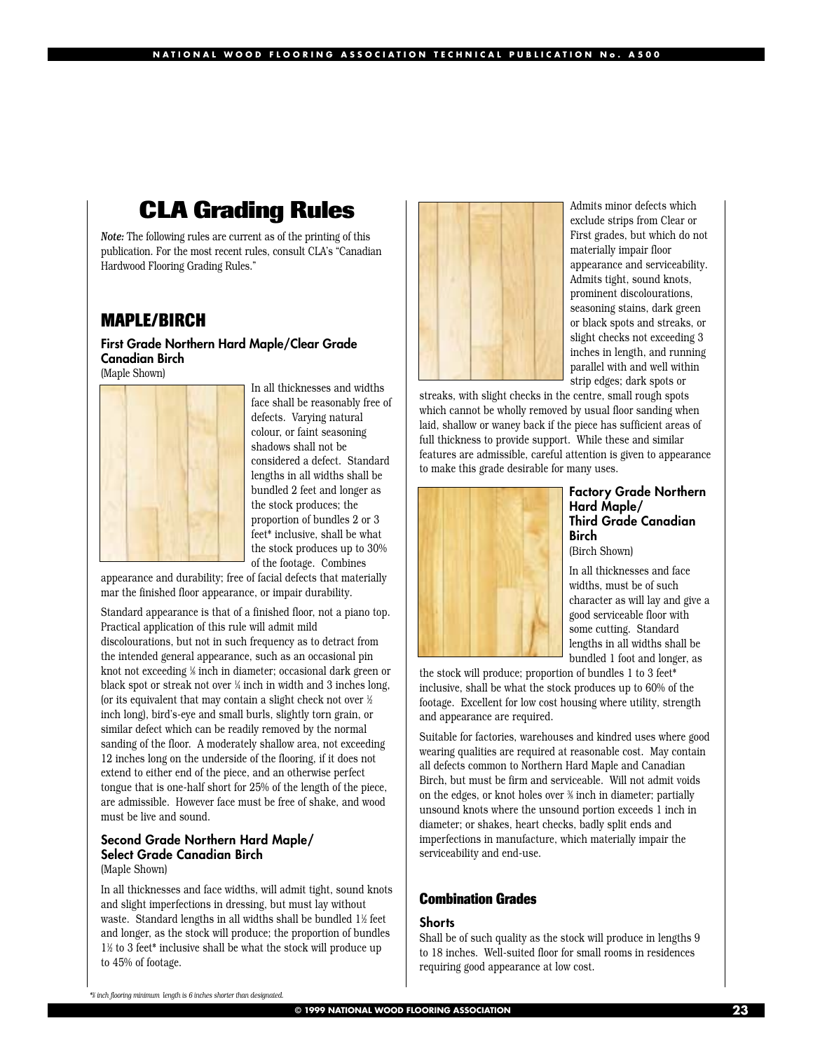# CLA Grading Rules

*Note:* The following rules are current as of the printing of this publication. For the most recent rules, consult CLA's "Canadian Hardwood Flooring Grading Rules."

## MAPLE/BIRCH

### First Grade Northern Hard Maple/Clear Grade Canadian Birch

(Maple Shown)

In all thicknesses and widths face shall be reasonably free of defects. Varying natural colour, or faint seasoning shadows shall not be considered a defect. Standard lengths in all widths shall be bundled 2 feet and longer as the stock produces; the proportion of bundles 2 or 3 feet* inclusive, shall be what the stock produces up to 30% of the footage. Combines appearance and durability; free of facial defects that materially mar the finished floor appearance, or impair durability.

Standard appearance is that of a finished floor, not a piano top. Practical application of this rule will admit mild discolourations, but not in such frequency as to detract from the intended general appearance, such as an occasional pin knot not exceeding ⅛ inch in diameter; occasional dark green or black spot or streak not over ¼ inch in width and 3 inches long, (or its equivalent that may contain a slight check not over ½ inch long), bird's-eye and small burls, slightly torn grain, or similar defect which can be readily removed by the normal sanding of the floor. A moderately shallow area, not exceeding 12 inches long on the underside of the flooring, if it does not extend to either end of the piece, and an otherwise perfect tongue that is one-half short for 25% of the length of the piece, are admissible. However face must be free of shake, and wood must be live and sound.

### Second Grade Northern Hard Maple/ Select Grade Canadian Birch

(Maple Shown)

In all thicknesses and face widths, will admit tight, sound knots and slight imperfections in dressing, but must lay without waste. Standard lengths in all widths shall be bundled 1½ feet and longer, as the stock will produce; the proportion of bundles 1½ to 3 feet* inclusive shall be what the stock will produce up to 45% of footage.

Admits minor defects which exclude strips from Clear or First grades, but which do not materially impair floor appearance and serviceability. Admits tight, sound knots, prominent discolourations, seasoning stains, dark green or black spots and streaks, or slight checks not exceeding 3 inches in length, and running parallel with and well within strip edges; dark spots or streaks, with slight checks in the centre, small rough spots which cannot be wholly removed by usual floor sanding when laid, shallow or waney back if the piece has sufficient areas of full thickness to provide support. While these and similar features are admissible, careful attention is given to appearance to make this grade desirable for many uses.

### Factory Grade Northern Hard Maple/ Third Grade Canadian Birch

(Birch Shown)

In all thicknesses and face widths, must be of such character as will lay and give a good serviceable floor with some cutting. Standard lengths in all widths shall be bundled 1 foot and longer, as the stock will produce; proportion of bundles 1 to 3 feet* inclusive, shall be what the stock produces up to 60% of the footage. Excellent for low cost housing where utility, strength and appearance are required.

Suitable for factories, warehouses and kindred uses where good wearing qualities are required at reasonable cost. May contain all defects common to Northern Hard Maple and Canadian Birch, but must be firm and serviceable. Will not admit voids on the edges, or knot holes over ⅜ inch in diameter; partially unsound knots where the unsound portion exceeds 1 inch in diameter; or shakes, heart checks, badly split ends and imperfections in manufacture, which materially impair the serviceability and end-use.

## Combination Grades

### Shorts

Shall be of such quality as the stock will produce in lengths 9 to 18 inches. Well-suited floor for small rooms in residences requiring good appearance at low cost.

*⅜ inch flooring minimum length is 6 inches shorter than designated.*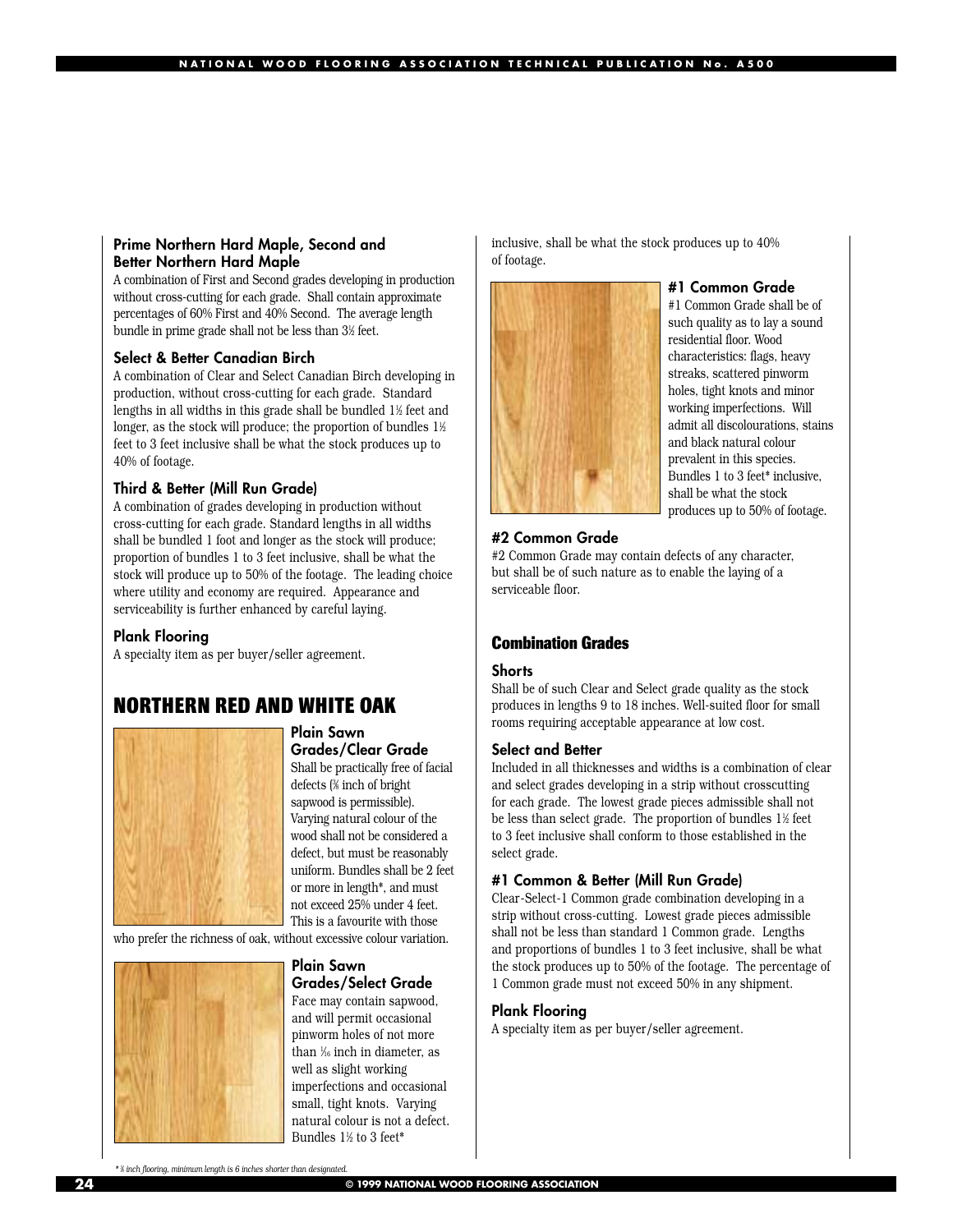### Prime Northern Hard Maple, Second and Better Northern Hard Maple

A combination of First and Second grades developing in production without cross-cutting for each grade. Shall contain approximate percentages of 60% First and 40% Second. The average length bundle in prime grade shall not be less than 3½ feet.

### Select & Better Canadian Birch

A combination of Clear and Select Canadian Birch developing in production, without cross-cutting for each grade. Standard lengths in all widths in this grade shall be bundled 1½ feet and longer, as the stock will produce; the proportion of bundles 1½ feet to 3 feet inclusive shall be what the stock produces up to 40% of footage.

### Third & Better (Mill Run Grade)

A combination of grades developing in production without cross-cutting for each grade. Standard lengths in all widths shall be bundled 1 foot and longer as the stock will produce; proportion of bundles 1 to 3 feet inclusive, shall be what the stock will produce up to 50% of the footage. The leading choice where utility and economy are required. Appearance and serviceability is further enhanced by careful laying.

### Plank Flooring

A specialty item as per buyer/seller agreement.

## NORTHERN RED AND WHITE OAK

### Plain Sawn Grades/Clear Grade

Shall be practically free of facial defects (⅜ inch of bright sapwood is permissible). Varying natural colour of the wood shall not be considered a defect, but must be reasonably uniform. Bundles shall be 2 feet or more in length*, and must not exceed 25% under 4 feet. This is a favourite with those who prefer the richness of oak, without excessive colour variation.

### Plain Sawn Grades/Select Grade

Face may contain sapwood, and will permit occasional pinworm holes of not more than 1/16 inch in diameter, as well as slight working imperfections and occasional small, tight knots. Varying natural colour is not a defect. Bundles 1½ to 3 feet* inclusive, shall be what the stock produces up to 40% of footage.

### #1 Common Grade

#1 Common Grade shall be of such quality as to lay a sound residential floor. Wood characteristics: flags, heavy streaks, scattered pinworm holes, tight knots and minor working imperfections. Will admit all discolourations, stains and black natural colour prevalent in this species. Bundles 1 to 3 feet* inclusive, shall be what the stock produces up to 50% of footage.

### #2 Common Grade

#2 Common Grade may contain defects of any character, but shall be of such nature as to enable the laying of a serviceable floor.

## Combination Grades

### Shorts

Shall be of such Clear and Select grade quality as the stock produces in lengths 9 to 18 inches. Well-suited floor for small rooms requiring acceptable appearance at low cost.

### Select and Better

Included in all thicknesses and widths is a combination of clear and select grades developing in a strip without crosscutting for each grade. The lowest grade pieces admissible shall not be less than select grade. The proportion of bundles 1½ feet to 3 feet inclusive shall conform to those established in the select grade.

### #1 Common & Better (Mill Run Grade)

Clear-Select-1 Common grade combination developing in a strip without cross-cutting. Lowest grade pieces admissible shall not be less than standard 1 Common grade. Lengths and proportions of bundles 1 to 3 feet inclusive, shall be what the stock produces up to 50% of the footage. The percentage of 1 Common grade must not exceed 50% in any shipment.

### Plank Flooring

A specialty item as per buyer/seller agreement.

*\* ⅜ inch flooring, minimum length is 6 inches shorter than designated.*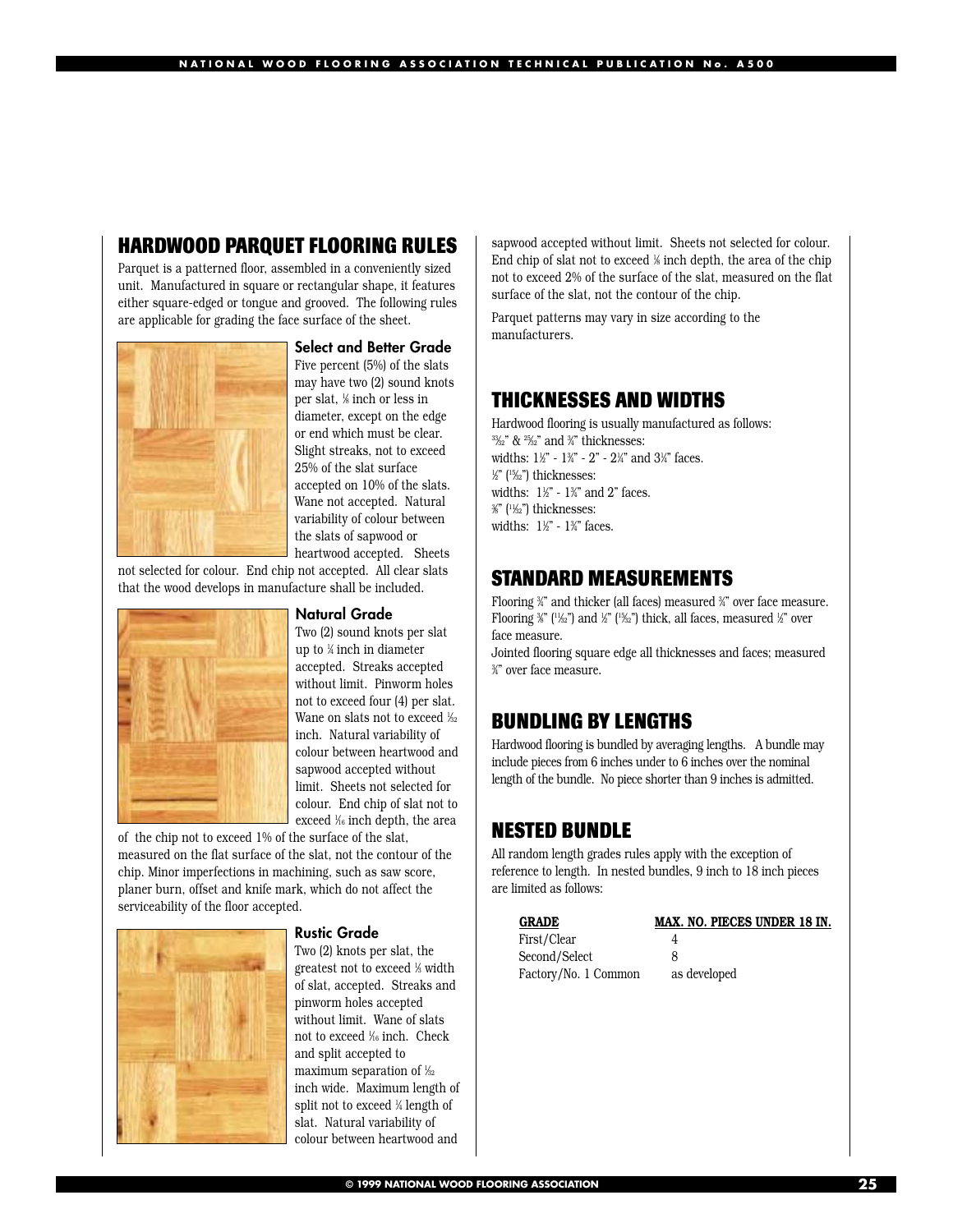## HARDWOOD PARQUET FLOORING RULES

Parquet is a patterned floor, assembled in a conveniently sized unit. Manufactured in square or rectangular shape, it features either square-edged or tongue and grooved. The following rules are applicable for grading the face surface of the sheet.

### Select and Better Grade

Five percent (5%) of the slats may have two (2) sound knots per slat, ⅛ inch or less in diameter, except on the edge or end which must be clear. Slight streaks, not to exceed 25% of the slat surface accepted on 10% of the slats. Wane not accepted. Natural variability of colour between the slats of sapwood or heartwood accepted. Sheets not selected for colour. End chip not accepted. All clear slats that the wood develops in manufacture shall be included.

### Natural Grade

Two (2) sound knots per slat up to ¼ inch in diameter accepted. Streaks accepted without limit. Pinworm holes not to exceed four (4) per slat. Wane on slats not to exceed 1/32 inch. Natural variability of colour between heartwood and sapwood accepted without limit. Sheets not selected for colour. End chip of slat not to exceed 1/16 inch depth, the area of the chip not to exceed 1% of the surface of the slat, measured on the flat surface of the slat, not the contour of the chip. Minor imperfections in machining, such as saw score, planer burn, offset and knife mark, which do not affect the serviceability of the floor accepted.

### Rustic Grade

Two (2) knots per slat, the greatest not to exceed ⅓ width of slat, accepted. Streaks and pinworm holes accepted without limit. Wane of slats not to exceed 1/16 inch. Check and split accepted to maximum separation of 1/32 inch wide. Maximum length of split not to exceed ¼ length of slat. Natural variability of colour between heartwood and sapwood accepted without limit. Sheets not selected for colour. End chip of slat not to exceed ⅛ inch depth, the area of the chip not to exceed 2% of the surface of the slat, measured on the flat surface of the slat, not the contour of the chip.

Parquet patterns may vary in size according to the manufacturers.

## THICKNESSES AND WIDTHS

Hardwood flooring is usually manufactured as follows:
33/32" & 25/32" and ¾" thicknesses:
widths: 1½" - 1¾" - 2" - 2¼" and 3¼" faces.
½" (15/32") thicknesses:
widths: 1½" - 1¾" and 2" faces.
⅜" (11/32") thicknesses:
widths: 1½" - 1¾" faces.

## STANDARD MEASUREMENTS

Flooring ¾" and thicker (all faces) measured ¾" over face measure.
Flooring ⅜" (11/32") and ½" (15/32") thick, all faces, measured ½" over face measure.
Jointed flooring square edge all thicknesses and faces; measured ¾" over face measure.

## BUNDLING BY LENGTHS

Hardwood flooring is bundled by averaging lengths. A bundle may include pieces from 6 inches under to 6 inches over the nominal length of the bundle. No piece shorter than 9 inches is admitted.

## NESTED BUNDLE

All random length grades rules apply with the exception of reference to length. In nested bundles, 9 inch to 18 inch pieces are limited as follows:

| GRADE | MAX. NO. PIECES UNDER 18 IN. |
|---|---|
| First/Clear | 4 |
| Second/Select | 8 |
| Factory/No. 1 Common | as developed |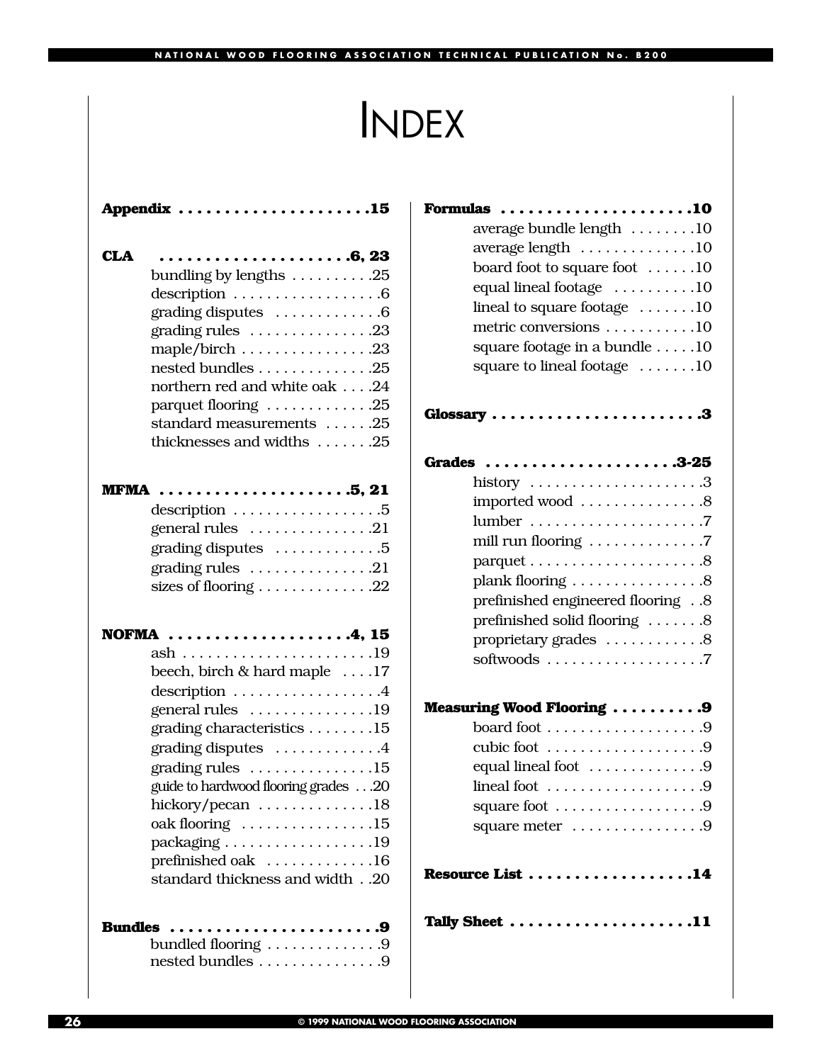# INDEX

**Appendix** . . . . . . . . . . . . . . . . . . . . .15

**CLA** . . . . . . . . . . . . . . . . . . . . .6, 23
- bundling by lengths . . . . . . . . . .25
- description . . . . . . . . . . . . . . . . . .6
- grading disputes . . . . . . . . . . . . .6
- grading rules . . . . . . . . . . . . . . .23
- maple/birch . . . . . . . . . . . . . . . .23
- nested bundles . . . . . . . . . . . . . .25
- northern red and white oak . . . .24
- parquet flooring . . . . . . . . . . . . .25
- standard measurements . . . . . .25
- thicknesses and widths . . . . . . .25

**MFMA** . . . . . . . . . . . . . . . . . . . . .5, 21
- description . . . . . . . . . . . . . . . . . .5
- general rules . . . . . . . . . . . . . . .21
- grading disputes . . . . . . . . . . . . .5
- grading rules . . . . . . . . . . . . . . .21
- sizes of flooring . . . . . . . . . . . . .22

**NOFMA** . . . . . . . . . . . . . . . . . . . .4, 15
- ash . . . . . . . . . . . . . . . . . . . . . . .19
- beech, birch & hard maple . . . .17
- description . . . . . . . . . . . . . . . . . .4
- general rules . . . . . . . . . . . . . . .19
- grading characteristics . . . . . . . .15
- grading disputes . . . . . . . . . . . . .4
- grading rules . . . . . . . . . . . . . . .15
- guide to hardwood flooring grades . . .20
- hickory/pecan . . . . . . . . . . . . . .18
- oak flooring . . . . . . . . . . . . . . . .15
- packaging . . . . . . . . . . . . . . . . . .19
- prefinished oak . . . . . . . . . . . . .16
- standard thickness and width . .20

**Bundles** . . . . . . . . . . . . . . . . . . . . . . .9
- bundled flooring . . . . . . . . . . . . .9
- nested bundles . . . . . . . . . . . . . . .9

**Formulas** . . . . . . . . . . . . . . . . . . . . .10
- average bundle length . . . . . . . .10
- average length . . . . . . . . . . . . . .10
- board foot to square foot . . . . . .10
- equal lineal footage . . . . . . . . . .10
- lineal to square footage . . . . . . .10
- metric conversions . . . . . . . . . . .10
- square footage in a bundle . . . . .10
- square to lineal footage . . . . . . .10

**Glossary** . . . . . . . . . . . . . . . . . . . . . . .3

**Grades** . . . . . . . . . . . . . . . . . . . . .3-25
- history . . . . . . . . . . . . . . . . . . . . .3
- imported wood . . . . . . . . . . . . . . .8
- lumber . . . . . . . . . . . . . . . . . . . . .7
- mill run flooring . . . . . . . . . . . . . .7
- parquet . . . . . . . . . . . . . . . . . . . . .8
- plank flooring . . . . . . . . . . . . . . . .8
- prefinished engineered flooring . .8
- prefinished solid flooring . . . . . . .8
- proprietary grades . . . . . . . . . . . .8
- softwoods . . . . . . . . . . . . . . . . . . .7

**Measuring Wood Flooring** . . . . . . . . . .9
- board foot . . . . . . . . . . . . . . . . . . .9
- cubic foot . . . . . . . . . . . . . . . . . . .9
- equal lineal foot . . . . . . . . . . . . . .9
- lineal foot . . . . . . . . . . . . . . . . . . .9
- square foot . . . . . . . . . . . . . . . . . .9
- square meter . . . . . . . . . . . . . . . .9

**Resource List** . . . . . . . . . . . . . . . . . .14

**Tally Sheet** . . . . . . . . . . . . . . . . . . . .11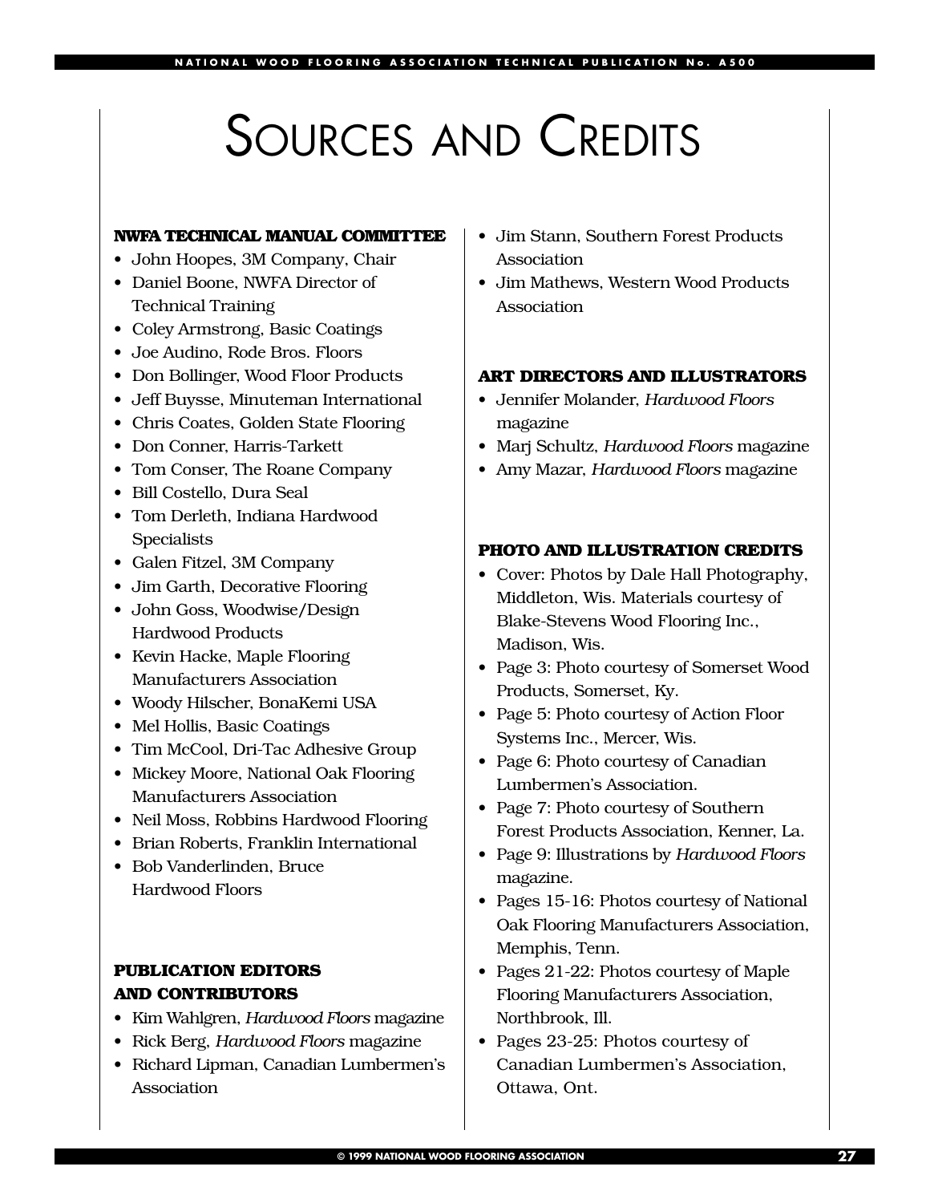# Sources and Credits

## NWFA TECHNICAL MANUAL COMMITTEE

- John Hoopes, 3M Company, Chair
- Daniel Boone, NWFA Director of Technical Training
- Coley Armstrong, Basic Coatings
- Joe Audino, Rode Bros. Floors
- Don Bollinger, Wood Floor Products
- Jeff Buysse, Minuteman International
- Chris Coates, Golden State Flooring
- Don Conner, Harris-Tarkett
- Tom Conser, The Roane Company
- Bill Costello, Dura Seal
- Tom Derleth, Indiana Hardwood Specialists
- Galen Fitzel, 3M Company
- Jim Garth, Decorative Flooring
- John Goss, Woodwise/Design Hardwood Products
- Kevin Hacke, Maple Flooring Manufacturers Association
- Woody Hilscher, BonaKemi USA
- Mel Hollis, Basic Coatings
- Tim McCool, Dri-Tac Adhesive Group
- Mickey Moore, National Oak Flooring Manufacturers Association
- Neil Moss, Robbins Hardwood Flooring
- Brian Roberts, Franklin International
- Bob Vanderlinden, Bruce Hardwood Floors

## PUBLICATION EDITORS AND CONTRIBUTORS

- Kim Wahlgren, *Hardwood Floors* magazine
- Rick Berg, *Hardwood Floors* magazine
- Richard Lipman, Canadian Lumbermen's Association
- Jim Stann, Southern Forest Products Association
- Jim Mathews, Western Wood Products Association

## ART DIRECTORS AND ILLUSTRATORS

- Jennifer Molander, *Hardwood Floors* magazine
- Marj Schultz, *Hardwood Floors* magazine
- Amy Mazar, *Hardwood Floors* magazine

## PHOTO AND ILLUSTRATION CREDITS

- Cover: Photos by Dale Hall Photography, Middleton, Wis. Materials courtesy of Blake-Stevens Wood Flooring Inc., Madison, Wis.
- Page 3: Photo courtesy of Somerset Wood Products, Somerset, Ky.
- Page 5: Photo courtesy of Action Floor Systems Inc., Mercer, Wis.
- Page 6: Photo courtesy of Canadian Lumbermen's Association.
- Page 7: Photo courtesy of Southern Forest Products Association, Kenner, La.
- Page 9: Illustrations by *Hardwood Floors* magazine.
- Pages 15-16: Photos courtesy of National Oak Flooring Manufacturers Association, Memphis, Tenn.
- Pages 21-22: Photos courtesy of Maple Flooring Manufacturers Association, Northbrook, Ill.
- Pages 23-25: Photos courtesy of Canadian Lumbermen's Association, Ottawa, Ont.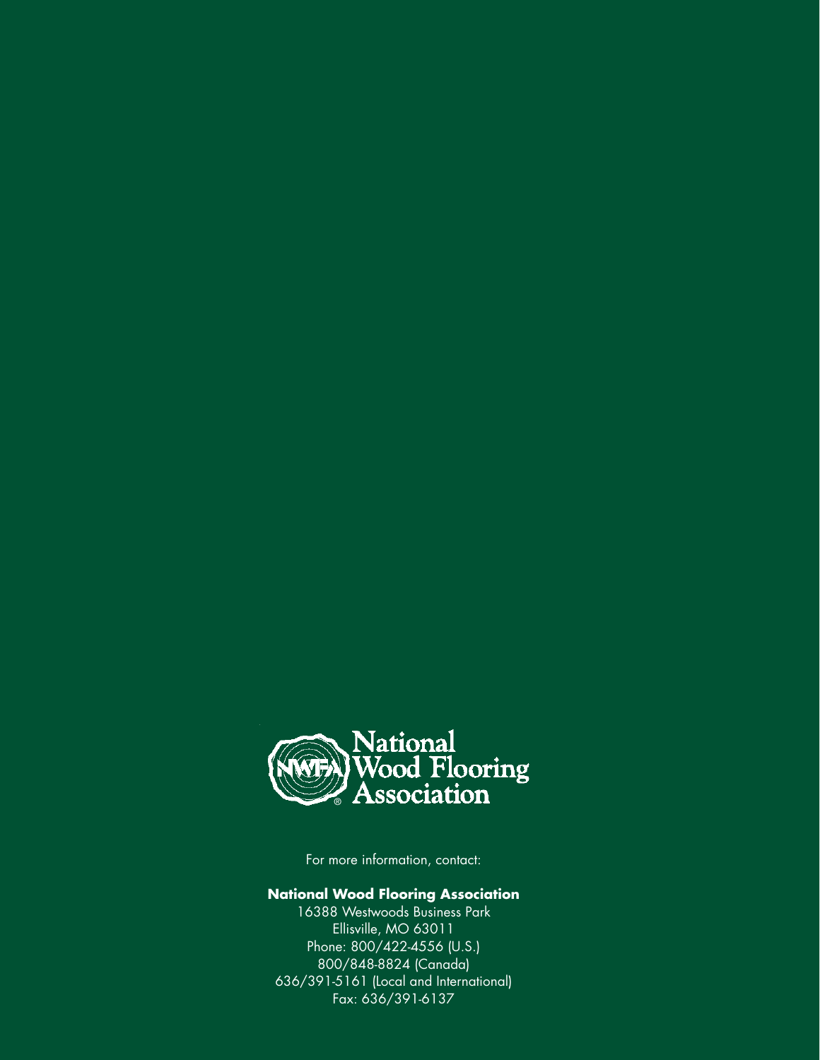National Wood Flooring Association

For more information, contact:

**National Wood Flooring Association**
16388 Westwoods Business Park
Ellisville, MO 63011
Phone: 800/422-4556 (U.S.)
800/848-8824 (Canada)
636/391-5161 (Local and International)
Fax: 636/391-6137